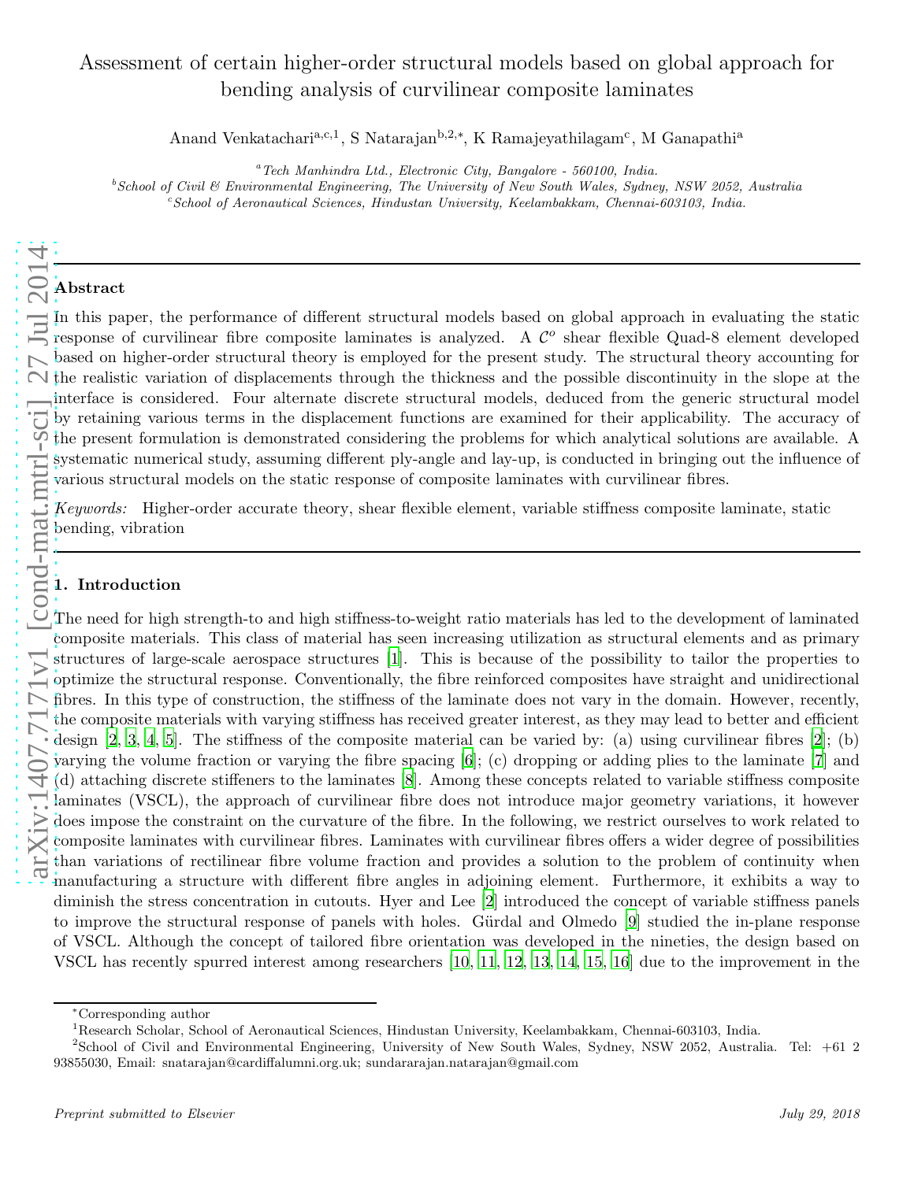# Assessment of certain higher-order structural models based on global approach for bending analysis of curvilinear composite laminates

Anand Venkatachari[a,c,1], S Natarajan[b,2,*], K Ramajeyathilagam[c], M Ganapathi[a]

[a] *Tech Manhindra Ltd., Electronic City, Bangalore - 560100, India.*

[b] *School of Civil & Environmental Engineering, The University of New South Wales, Sydney, NSW 2052, Australia*

[c] *School of Aeronautical Sciences, Hindustan University, Keelambakkam, Chennai-603103, India.*

## Abstract

In this paper, the performance of different structural models based on global approach in evaluating the static response of curvilinear fibre composite laminates is analyzed. A $\mathcal{C}^o$ shear flexible Quad-8 element developed based on higher-order structural theory is employed for the present study. The structural theory accounting for the realistic variation of displacements through the thickness and the possible discontinuity in the slope at the interface is considered. Four alternate discrete structural models, deduced from the generic structural model by retaining various terms in the displacement functions are examined for their applicability. The accuracy of the present formulation is demonstrated considering the problems for which analytical solutions are available. A systematic numerical study, assuming different ply-angle and lay-up, is conducted in bringing out the influence of various structural models on the static response of composite laminates with curvilinear fibres.

*Keywords:* Higher-order accurate theory, shear flexible element, variable stiffness composite laminate, static bending, vibration

## 1. Introduction

The need for high strength-to and high stiffness-to-weight ratio materials has led to the development of laminated composite materials. This class of material has seen increasing utilization as structural elements and as primary structures of large-scale aerospace structures [1]. This is because of the possibility to tailor the properties to optimize the structural response. Conventionally, the fibre reinforced composites have straight and unidirectional fibres. In this type of construction, the stiffness of the laminate does not vary in the domain. However, recently, the composite materials with varying stiffness has received greater interest, as they may lead to better and efficient design [2, 3, 4, 5]. The stiffness of the composite material can be varied by: (a) using curvilinear fibres [2]; (b) varying the volume fraction or varying the fibre spacing [6]; (c) dropping or adding plies to the laminate [7] and (d) attaching discrete stiffeners to the laminates [8]. Among these concepts related to variable stiffness composite laminates (VSCL), the approach of curvilinear fibre does not introduce major geometry variations, it however does impose the constraint on the curvature of the fibre. In the following, we restrict ourselves to work related to composite laminates with curvilinear fibres. Laminates with curvilinear fibres offers a wider degree of possibilities than variations of rectilinear fibre volume fraction and provides a solution to the problem of continuity when manufacturing a structure with different fibre angles in adjoining element. Furthermore, it exhibits a way to diminish the stress concentration in cutouts. Hyer and Lee [2] introduced the concept of variable stiffness panels to improve the structural response of panels with holes. Gürdal and Olmedo [9] studied the in-plane response of VSCL. Although the concept of tailored fibre orientation was developed in the nineties, the design based on VSCL has recently spurred interest among researchers [10, 11, 12, 13, 14, 15, 16] due to the improvement in the

---

*Corresponding author

[1] Research Scholar, School of Aeronautical Sciences, Hindustan University, Keelambakkam, Chennai-603103, India.

[2] School of Civil and Environmental Engineering, University of New South Wales, Sydney, NSW 2052, Australia. Tel: +61 2 93855030, Email: snatarajan@cardiffalumni.org.uk; sundararajan.natarajan@gmail.com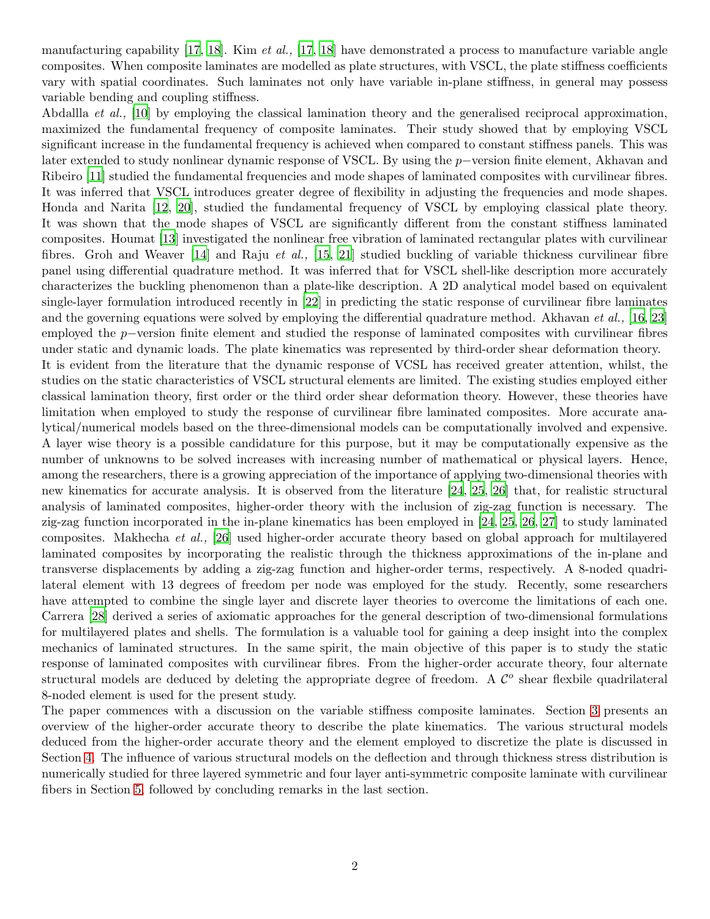manufacturing capability [17, 18]. Kim *et al.,* [17, 18] have demonstrated a process to manufacture variable angle composites. When composite laminates are modelled as plate structures, with VSCL, the plate stiffness coefficients vary with spatial coordinates. Such laminates not only have variable in-plane stiffness, in general may possess variable bending and coupling stiffness.

Abdallla *et al.,* [10] by employing the classical lamination theory and the generalised reciprocal approximation, maximized the fundamental frequency of composite laminates. Their study showed that by employing VSCL significant increase in the fundamental frequency is achieved when compared to constant stiffness panels. This was later extended to study nonlinear dynamic response of VSCL. By using the $p-$version finite element, Akhavan and Ribeiro [11] studied the fundamental frequencies and mode shapes of laminated composites with curvilinear fibres. It was inferred that VSCL introduces greater degree of flexibility in adjusting the frequencies and mode shapes. Honda and Narita [12, 20], studied the fundamental frequency of VSCL by employing classical plate theory. It was shown that the mode shapes of VSCL are significantly different from the constant stiffness laminated composites. Houmat [13] investigated the nonlinear free vibration of laminated rectangular plates with curvilinear fibres. Groh and Weaver [14] and Raju *et al.,* [15, 21] studied buckling of variable thickness curvilinear fibre panel using differential quadrature method. It was inferred that for VSCL shell-like description more accurately characterizes the buckling phenomenon than a plate-like description. A 2D analytical model based on equivalent single-layer formulation introduced recently in [22] in predicting the static response of curvilinear fibre laminates and the governing equations were solved by employing the differential quadrature method. Akhavan *et al.,* [16, 23] employed the $p-$version finite element and studied the response of laminated composites with curvilinear fibres under static and dynamic loads. The plate kinematics was represented by third-order shear deformation theory.

It is evident from the literature that the dynamic response of VCSL has received greater attention, whilst, the studies on the static characteristics of VSCL structural elements are limited. The existing studies employed either classical lamination theory, first order or the third order shear deformation theory. However, these theories have limitation when employed to study the response of curvilinear fibre laminated composites. More accurate analytical/numerical models based on the three-dimensional models can be computationally involved and expensive. A layer wise theory is a possible candidature for this purpose, but it may be computationally expensive as the number of unknowns to be solved increases with increasing number of mathematical or physical layers. Hence, among the researchers, there is a growing appreciation of the importance of applying two-dimensional theories with new kinematics for accurate analysis. It is observed from the literature [24, 25, 26] that, for realistic structural analysis of laminated composites, higher-order theory with the inclusion of zig-zag function is necessary. The zig-zag function incorporated in the in-plane kinematics has been employed in [24, 25, 26, 27] to study laminated composites. Makhecha *et al.,* [26] used higher-order accurate theory based on global approach for multilayered laminated composites by incorporating the realistic through the thickness approximations of the in-plane and transverse displacements by adding a zig-zag function and higher-order terms, respectively. A 8-noded quadrilateral element with 13 degrees of freedom per node was employed for the study. Recently, some researchers have attempted to combine the single layer and discrete layer theories to overcome the limitations of each one. Carrera [28] derived a series of axiomatic approaches for the general description of two-dimensional formulations for multilayered plates and shells. The formulation is a valuable tool for gaining a deep insight into the complex mechanics of laminated structures. In the same spirit, the main objective of this paper is to study the static response of laminated composites with curvilinear fibres. From the higher-order accurate theory, four alternate structural models are deduced by deleting the appropriate degree of freedom. A $\mathcal{C}^o$ shear flexbile quadrilateral 8-noded element is used for the present study.

The paper commences with a discussion on the variable stiffness composite laminates. Section 3 presents an overview of the higher-order accurate theory to describe the plate kinematics. The various structural models deduced from the higher-order accurate theory and the element employed to discretize the plate is discussed in Section 4. The influence of various structural models on the deflection and through thickness stress distribution is numerically studied for three layered symmetric and four layer anti-symmetric composite laminate with curvilinear fibers in Section 5, followed by concluding remarks in the last section.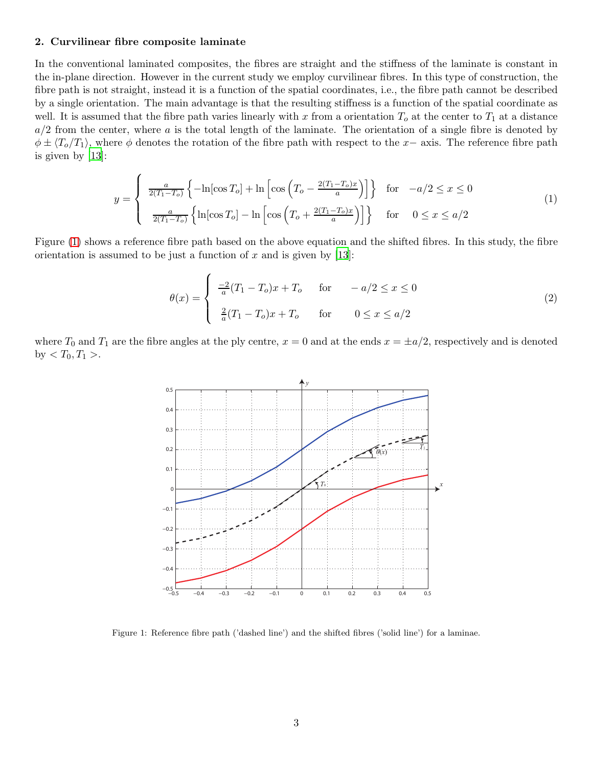## 2. Curvilinear fibre composite laminate

In the conventional laminated composites, the fibres are straight and the stiffness of the laminate is constant in the in-plane direction. However in the current study we employ curvilinear fibres. In this type of construction, the fibre path is not straight, instead it is a function of the spatial coordinates, i.e., the fibre path cannot be described by a single orientation. The main advantage is that the resulting stiffness is a function of the spatial coordinate as well. It is assumed that the fibre path varies linearly with $x$ from a orientation $T_o$ at the center to $T_1$ at a distance $a/2$ from the center, where $a$ is the total length of the laminate. The orientation of a single fibre is denoted by $\phi \pm \langle T_o/T_1 \rangle$, where $\phi$ denotes the rotation of the fibre path with respect to the $x-$ axis. The reference fibre path is given by [13]:

$$
y = \begin{cases} \frac{a}{2(T_1 - T_o)} \left\{ -\ln[\cos T_o] + \ln \left[ \cos \left( T_o - \frac{2(T_1 - T_o)x}{a} \right) \right] \right\} & \text{for} \quad -a/2 \leq x \leq 0 \\ \frac{a}{2(T_1 - T_o)} \left\{ \ln[\cos T_o] - \ln \left[ \cos \left( T_o + \frac{2(T_1 - T_o)x}{a} \right) \right] \right\} & \text{for} \quad 0 \leq x \leq a/2 \end{cases} \tag{1}
$$

Figure (1) shows a reference fibre path based on the above equation and the shifted fibres. In this study, the fibre orientation is assumed to be just a function of $x$ and is given by [13]:

$$
\theta(x) = \begin{cases} \frac{-2}{a}(T_1 - T_o)x + T_o & \text{for} \quad -a/2 \leq x \leq 0 \\ \frac{2}{a}(T_1 - T_o)x + T_o & \text{for} \quad 0 \leq x \leq a/2 \end{cases} \tag{2}
$$

where $T_0$ and $T_1$ are the fibre angles at the ply centre, $x = 0$ and at the ends $x = \pm a/2$, respectively and is denoted by $< T_0, T_1 >$.

Figure 1: Reference fibre path ('dashed line') and the shifted fibres ('solid line') for a laminae.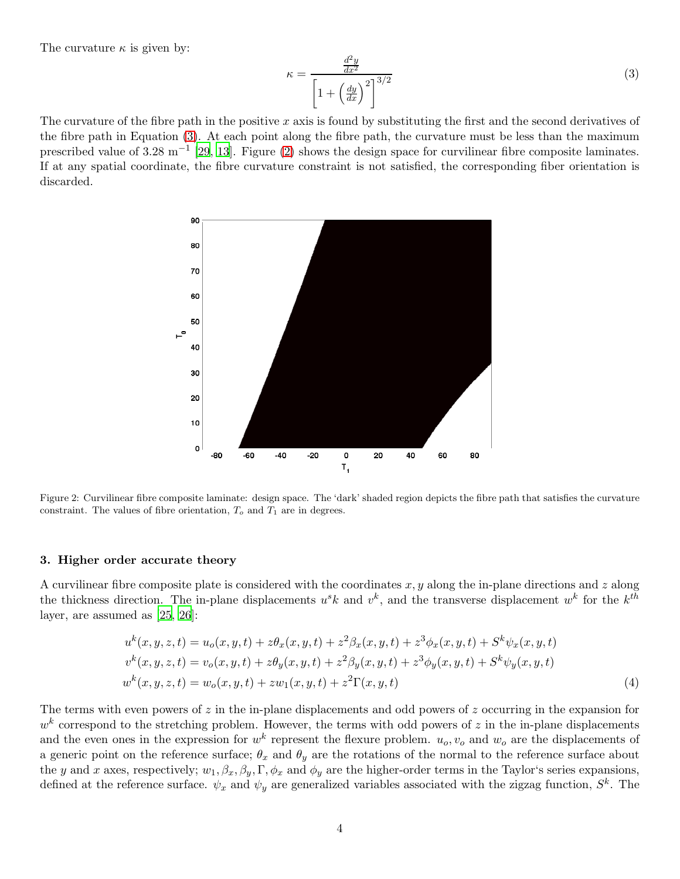The curvature $\kappa$ is given by:

$$\kappa = \frac{\frac{d^2y}{dx^2}}{\left[1 + \left(\frac{dy}{dx}\right)^2\right]^{3/2}} \tag{3}$$

The curvature of the fibre path in the positive $x$ axis is found by substituting the first and the second derivatives of the fibre path in Equation (3). At each point along the fibre path, the curvature must be less than the maximum prescribed value of 3.28 m$^{-1}$ [29, 13]. Figure (2) shows the design space for curvilinear fibre composite laminates. If at any spatial coordinate, the fibre curvature constraint is not satisfied, the corresponding fiber orientation is discarded.

Figure 2: Curvilinear fibre composite laminate: design space. The 'dark' shaded region depicts the fibre path that satisfies the curvature constraint. The values of fibre orientation, $T_o$ and $T_1$ are in degrees.

### 3. Higher order accurate theory

A curvilinear fibre composite plate is considered with the coordinates $x, y$ along the in-plane directions and $z$ along the thickness direction. The in-plane displacements $u^s k$ and $v^k$, and the transverse displacement $w^k$ for the $k^{th}$ layer, are assumed as [25, 26]:

$$\begin{aligned}
u^k(x,y,z,t) &= u_o(x,y,t) + z\theta_x(x,y,t) + z^2\beta_x(x,y,t) + z^3\phi_x(x,y,t) + S^k\psi_x(x,y,t) \\
v^k(x,y,z,t) &= v_o(x,y,t) + z\theta_y(x,y,t) + z^2\beta_y(x,y,t) + z^3\phi_y(x,y,t) + S^k\psi_y(x,y,t) \\
w^k(x,y,z,t) &= w_o(x,y,t) + zw_1(x,y,t) + z^2\Gamma(x,y,t)
\end{aligned} \tag{4}$$

The terms with even powers of $z$ in the in-plane displacements and odd powers of $z$ occurring in the expansion for $w^k$ correspond to the stretching problem. However, the terms with odd powers of $z$ in the in-plane displacements and the even ones in the expression for $w^k$ represent the flexure problem. $u_o, v_o$ and $w_o$ are the displacements of a generic point on the reference surface; $\theta_x$ and $\theta_y$ are the rotations of the normal to the reference surface about the $y$ and $x$ axes, respectively; $w_1, \beta_x, \beta_y, \Gamma, \phi_x$ and $\phi_y$ are the higher-order terms in the Taylor's series expansions, defined at the reference surface. $\psi_x$ and $\psi_y$ are generalized variables associated with the zigzag function, $S^k$. The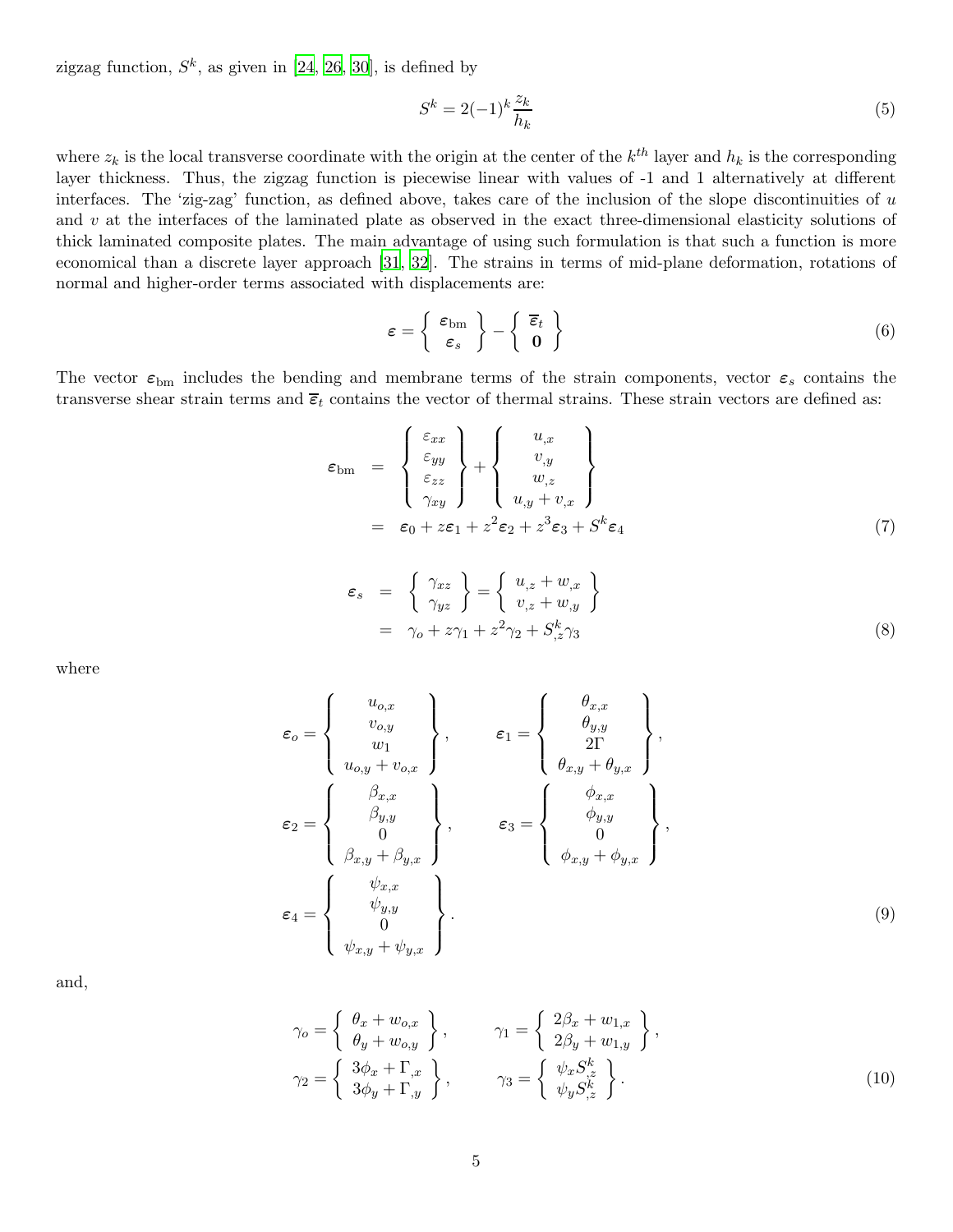zigzag function, $S^k$, as given in [24, 26, 30], is defined by

$$S^k = 2(-1)^k \frac{z_k}{h_k} \tag{5}$$

where $z_k$ is the local transverse coordinate with the origin at the center of the $k^{th}$ layer and $h_k$ is the corresponding layer thickness. Thus, the zigzag function is piecewise linear with values of -1 and 1 alternatively at different interfaces. The 'zig-zag' function, as defined above, takes care of the inclusion of the slope discontinuities of $u$ and $v$ at the interfaces of the laminated plate as observed in the exact three-dimensional elasticity solutions of thick laminated composite plates. The main advantage of using such formulation is that such a function is more economical than a discrete layer approach [31, 32]. The strains in terms of mid-plane deformation, rotations of normal and higher-order terms associated with displacements are:

$$\boldsymbol{\varepsilon} = \left\{ \begin{array}{c} \boldsymbol{\varepsilon}_{\rm bm} \\ \boldsymbol{\varepsilon}_s \end{array} \right\} - \left\{ \begin{array}{c} \overline{\boldsymbol{\varepsilon}}_t \\ \mathbf{0} \end{array} \right\} \tag{6}$$

The vector $\boldsymbol{\varepsilon}_{\rm bm}$ includes the bending and membrane terms of the strain components, vector $\boldsymbol{\varepsilon}_s$ contains the transverse shear strain terms and $\overline{\boldsymbol{\varepsilon}}_t$ contains the vector of thermal strains. These strain vectors are defined as:

$$\begin{aligned} \boldsymbol{\varepsilon}_{\rm bm} &= \left\{ \begin{array}{c} \varepsilon_{xx} \\ \varepsilon_{yy} \\ \varepsilon_{zz} \\ \gamma_{xy} \end{array} \right\} + \left\{ \begin{array}{c} u_{,x} \\ v_{,y} \\ w_{,z} \\ u_{,y} + v_{,x} \end{array} \right\} \\ &= \boldsymbol{\varepsilon}_0 + z\boldsymbol{\varepsilon}_1 + z^2\boldsymbol{\varepsilon}_2 + z^3\boldsymbol{\varepsilon}_3 + S^k\boldsymbol{\varepsilon}_4 \end{aligned} \tag{7}$$

$$\begin{aligned} \boldsymbol{\varepsilon}_s &= \left\{ \begin{array}{c} \gamma_{xz} \\ \gamma_{yz} \end{array} \right\} = \left\{ \begin{array}{c} u_{,z} + w_{,x} \\ v_{,z} + w_{,y} \end{array} \right\} \\ &= \gamma_o + z\gamma_1 + z^2\gamma_2 + S^k_{,z}\gamma_3 \end{aligned} \tag{8}$$

where

$$\boldsymbol{\varepsilon}_o = \left\{ \begin{array}{c} u_{o,x} \\ v_{o,y} \\ w_1 \\ u_{o,y} + v_{o,x} \end{array} \right\}, \qquad \boldsymbol{\varepsilon}_1 = \left\{ \begin{array}{c} \theta_{x,x} \\ \theta_{y,y} \\ 2\Gamma \\ \theta_{x,y} + \theta_{y,x} \end{array} \right\},$$

$$\boldsymbol{\varepsilon}_2 = \left\{ \begin{array}{c} \beta_{x,x} \\ \beta_{y,y} \\ 0 \\ \beta_{x,y} + \beta_{y,x} \end{array} \right\}, \qquad \boldsymbol{\varepsilon}_3 = \left\{ \begin{array}{c} \phi_{x,x} \\ \phi_{y,y} \\ 0 \\ \phi_{x,y} + \phi_{y,x} \end{array} \right\},$$

$$\boldsymbol{\varepsilon}_4 = \left\{ \begin{array}{c} \psi_{x,x} \\ \psi_{y,y} \\ 0 \\ \psi_{x,y} + \psi_{y,x} \end{array} \right\}. \tag{9}$$

and,

$$\gamma_o = \left\{ \begin{array}{c} \theta_x + w_{o,x} \\ \theta_y + w_{o,y} \end{array} \right\}, \qquad \gamma_1 = \left\{ \begin{array}{c} 2\beta_x + w_{1,x} \\ 2\beta_y + w_{1,y} \end{array} \right\},$$

$$\gamma_2 = \left\{ \begin{array}{c} 3\phi_x + \Gamma_{,x} \\ 3\phi_y + \Gamma_{,y} \end{array} \right\}, \qquad \gamma_3 = \left\{ \begin{array}{c} \psi_x S^k_{,z} \\ \psi_y S^k_{,z} \end{array} \right\}. \tag{10}$$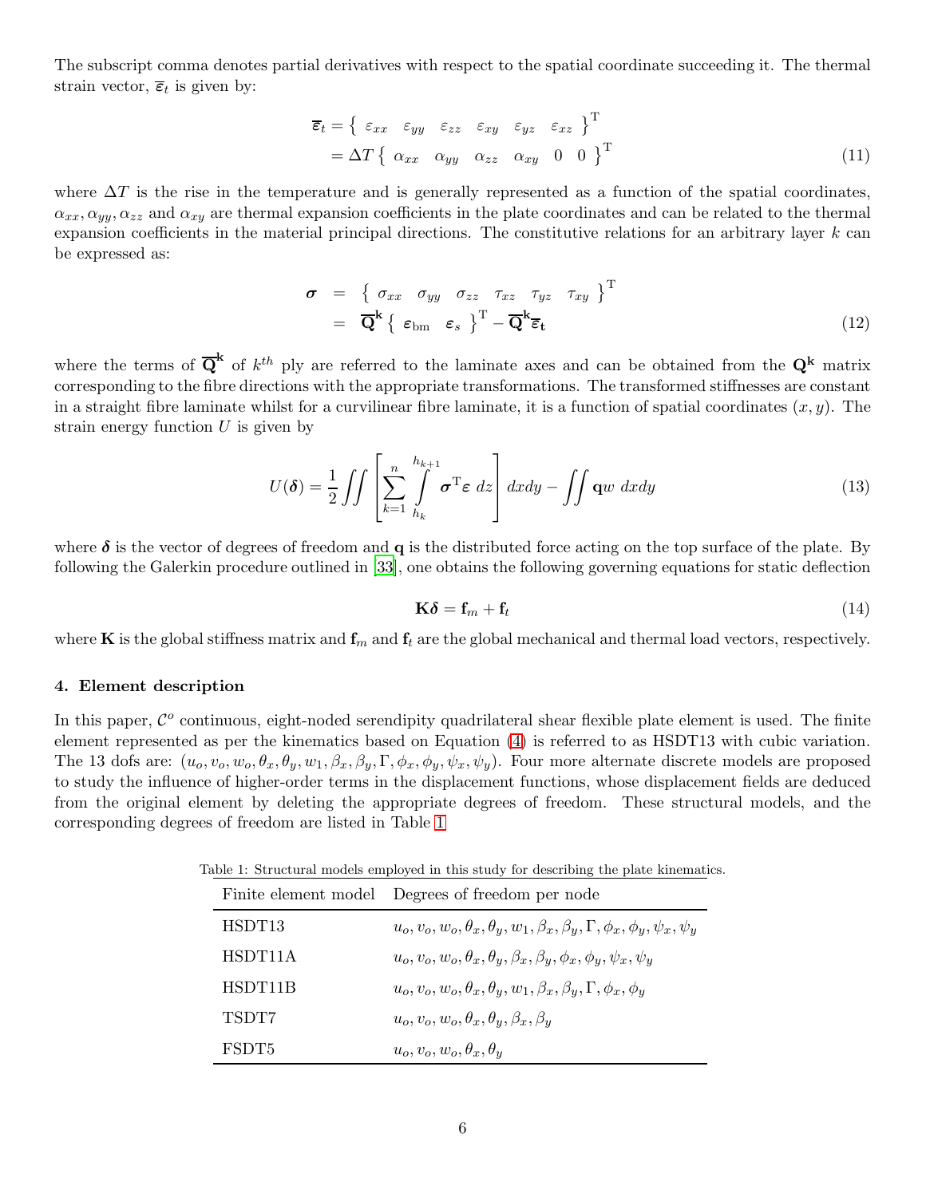The subscript comma denotes partial derivatives with respect to the spatial coordinate succeeding it. The thermal strain vector, $\overline{\boldsymbol{\varepsilon}}_t$ is given by:

$$
\begin{aligned}
\overline{\boldsymbol{\varepsilon}}_t &= \left\{ \begin{array}{cccccc} \varepsilon_{xx} & \varepsilon_{yy} & \varepsilon_{zz} & \varepsilon_{xy} & \varepsilon_{yz} & \varepsilon_{xz} \end{array} \right\}^{\rm T} \\
&= \Delta T \left\{ \begin{array}{cccccc} \alpha_{xx} & \alpha_{yy} & \alpha_{zz} & \alpha_{xy} & 0 & 0 \end{array} \right\}^{\rm T}
\end{aligned} \tag{11}
$$

where $\Delta T$ is the rise in the temperature and is generally represented as a function of the spatial coordinates, $\alpha_{xx}, \alpha_{yy}, \alpha_{zz}$ and $\alpha_{xy}$ are thermal expansion coefficients in the plate coordinates and can be related to the thermal expansion coefficients in the material principal directions. The constitutive relations for an arbitrary layer $k$ can be expressed as:

$$
\begin{aligned}
\boldsymbol{\sigma} &= \left\{ \begin{array}{cccccc} \sigma_{xx} & \sigma_{yy} & \sigma_{zz} & \tau_{xz} & \tau_{yz} & \tau_{xy} \end{array} \right\}^{\rm T} \\
&= \overline{\mathbf{Q}}^{\mathbf{k}} \left\{ \begin{array}{cc} \boldsymbol{\varepsilon}_{\rm bm} & \boldsymbol{\varepsilon}_s \end{array} \right\}^{\rm T} - \overline{\mathbf{Q}}^{\mathbf{k}} \overline{\boldsymbol{\varepsilon}}_{\mathbf{t}}
\end{aligned} \tag{12}
$$

where the terms of $\overline{\mathbf{Q}}^{\mathbf{k}}$ of $k^{th}$ ply are referred to the laminate axes and can be obtained from the $\mathbf{Q}^{\mathbf{k}}$ matrix corresponding to the fibre directions with the appropriate transformations. The transformed stiffnesses are constant in a straight fibre laminate whilst for a curvilinear fibre laminate, it is a function of spatial coordinates $(x,y)$. The strain energy function $U$ is given by

$$
U(\boldsymbol{\delta}) = \frac{1}{2} \iint \left[ \sum_{k=1}^{n} \int_{h_k}^{h_{k+1}} \boldsymbol{\sigma}^{\rm T} \boldsymbol{\varepsilon} \; dz \right] dxdy - \iint \mathbf{q} w \; dxdy \tag{13}
$$

where $\boldsymbol{\delta}$ is the vector of degrees of freedom and $\mathbf{q}$ is the distributed force acting on the top surface of the plate. By following the Galerkin procedure outlined in [33], one obtains the following governing equations for static deflection

$$
\mathbf{K} \boldsymbol{\delta} = \mathbf{f}_m + \mathbf{f}_t \tag{14}
$$

where $\mathbf{K}$ is the global stiffness matrix and $\mathbf{f}_m$ and $\mathbf{f}_t$ are the global mechanical and thermal load vectors, respectively.

## 4. Element description

In this paper, $\mathcal{C}^o$ continuous, eight-noded serendipity quadrilateral shear flexible plate element is used. The finite element represented as per the kinematics based on Equation (4) is referred to as HSDT13 with cubic variation. The 13 dofs are: $(u_o, v_o, w_o, \theta_x, \theta_y, w_1, \beta_x, \beta_y, \Gamma, \phi_x, \phi_y, \psi_x, \psi_y)$. Four more alternate discrete models are proposed to study the influence of higher-order terms in the displacement functions, whose displacement fields are deduced from the original element by deleting the appropriate degrees of freedom. These structural models, and the corresponding degrees of freedom are listed in Table 1

Table 1: Structural models employed in this study for describing the plate kinematics.

| Finite element model | Degrees of freedom per node |
|---|---|
| HSDT13 | $u_o, v_o, w_o, \theta_x, \theta_y, w_1, \beta_x, \beta_y, \Gamma, \phi_x, \phi_y, \psi_x, \psi_y$ |
| HSDT11A | $u_o, v_o, w_o, \theta_x, \theta_y, \beta_x, \beta_y, \phi_x, \phi_y, \psi_x, \psi_y$ |
| HSDT11B | $u_o, v_o, w_o, \theta_x, \theta_y, w_1, \beta_x, \beta_y, \Gamma, \phi_x, \phi_y$ |
| TSDT7 | $u_o, v_o, w_o, \theta_x, \theta_y, \beta_x, \beta_y$ |
| FSDT5 | $u_o, v_o, w_o, \theta_x, \theta_y$ |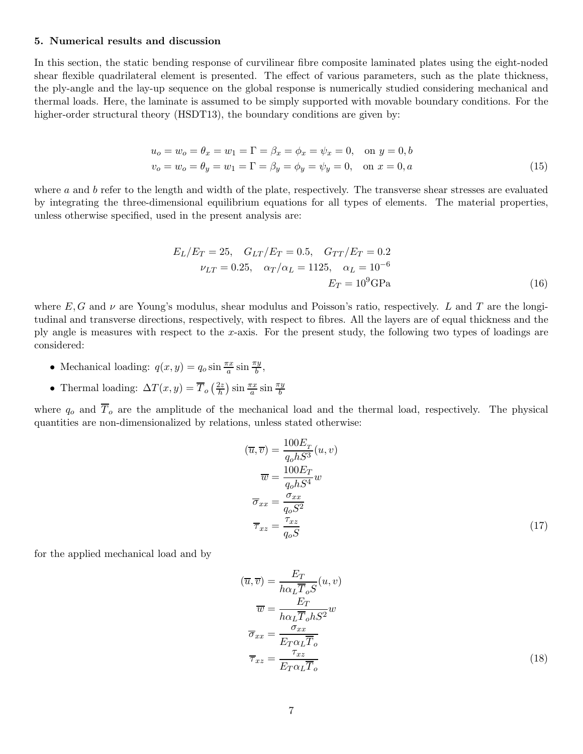### 5. Numerical results and discussion

In this section, the static bending response of curvilinear fibre composite laminated plates using the eight-noded shear flexible quadrilateral element is presented. The effect of various parameters, such as the plate thickness, the ply-angle and the lay-up sequence on the global response is numerically studied considering mechanical and thermal loads. Here, the laminate is assumed to be simply supported with movable boundary conditions. For the higher-order structural theory (HSDT13), the boundary conditions are given by:

$$
\begin{aligned}
u_o = w_o = \theta_x = w_1 = \Gamma = \beta_x = \phi_x = \psi_x = 0, &\quad \text{on } y = 0, b \\
v_o = w_o = \theta_y = w_1 = \Gamma = \beta_y = \phi_y = \psi_y = 0, &\quad \text{on } x = 0, a
\end{aligned}
\tag{15}
$$

where $a$ and $b$ refer to the length and width of the plate, respectively. The transverse shear stresses are evaluated by integrating the three-dimensional equilibrium equations for all types of elements. The material properties, unless otherwise specified, used in the present analysis are:

$$
\begin{aligned}
E_L/E_T = 25, \quad G_{LT}/E_T = 0.5, \quad G_{TT}/E_T = 0.2 \\
\nu_{LT} = 0.25, \quad \alpha_T/\alpha_L = 1125, \quad \alpha_L = 10^{-6} \\
E_T = 10^9 \text{GPa}
\end{aligned}
\tag{16}
$$

where $E, G$ and $\nu$ are Young's modulus, shear modulus and Poisson's ratio, respectively. $L$ and $T$ are the longitudinal and transverse directions, respectively, with respect to fibres. All the layers are of equal thickness and the ply angle is measures with respect to the $x$-axis. For the present study, the following two types of loadings are considered:

- Mechanical loading: $q(x,y) = q_o \sin\frac{\pi x}{a} \sin\frac{\pi y}{b}$,
- Thermal loading: $\Delta T(x,y) = \overline{T}_o \left(\frac{2z}{h}\right) \sin\frac{\pi x}{a} \sin\frac{\pi y}{b}$

where $q_o$ and $\overline{T}_o$ are the amplitude of the mechanical load and the thermal load, respectively. The physical quantities are non-dimensionalized by relations, unless stated otherwise:

$$
\begin{aligned}
(\overline{u}, \overline{v}) &= \frac{100 E_T}{q_o h S^3}(u, v) \\
\overline{w} &= \frac{100 E_T}{q_o h S^4} w \\
\overline{\sigma}_{xx} &= \frac{\sigma_{xx}}{q_o S^2} \\
\overline{\tau}_{xz} &= \frac{\tau_{xz}}{q_o S}
\end{aligned}
\tag{17}
$$

for the applied mechanical load and by

$$
\begin{aligned}
(\overline{u}, \overline{v}) &= \frac{E_T}{h \alpha_L \overline{T}_o S}(u, v) \\
\overline{w} &= \frac{E_T}{h \alpha_L \overline{T}_o h S^2} w \\
\overline{\sigma}_{xx} &= \frac{\sigma_{xx}}{E_T \alpha_L \overline{T}_o} \\
\overline{\tau}_{xz} &= \frac{\tau_{xz}}{E_T \alpha_L \overline{T}_o}
\end{aligned}
\tag{18}
$$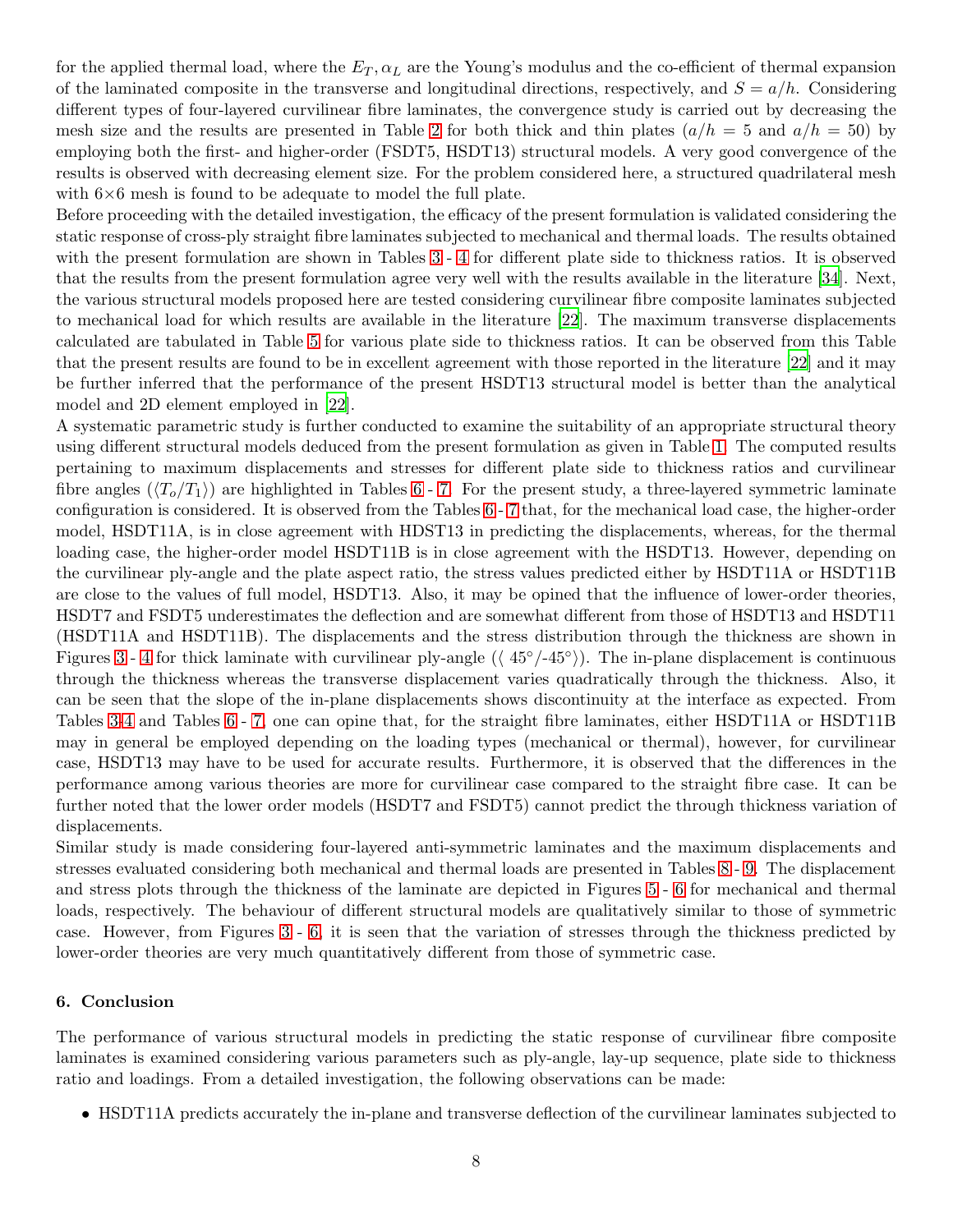for the applied thermal load, where the $E_T, \alpha_L$ are the Young's modulus and the co-efficient of thermal expansion of the laminated composite in the transverse and longitudinal directions, respectively, and $S = a/h$. Considering different types of four-layered curvilinear fibre laminates, the convergence study is carried out by decreasing the mesh size and the results are presented in Table 2 for both thick and thin plates ($a/h$ = 5 and $a/h$ = 50) by employing both the first- and higher-order (FSDT5, HSDT13) structural models. A very good convergence of the results is observed with decreasing element size. For the problem considered here, a structured quadrilateral mesh with 6×6 mesh is found to be adequate to model the full plate.

Before proceeding with the detailed investigation, the efficacy of the present formulation is validated considering the static response of cross-ply straight fibre laminates subjected to mechanical and thermal loads. The results obtained with the present formulation are shown in Tables 3 - 4 for different plate side to thickness ratios. It is observed that the results from the present formulation agree very well with the results available in the literature [34]. Next, the various structural models proposed here are tested considering curvilinear fibre composite laminates subjected to mechanical load for which results are available in the literature [22]. The maximum transverse displacements calculated are tabulated in Table 5 for various plate side to thickness ratios. It can be observed from this Table that the present results are found to be in excellent agreement with those reported in the literature [22] and it may be further inferred that the performance of the present HSDT13 structural model is better than the analytical model and 2D element employed in [22].

A systematic parametric study is further conducted to examine the suitability of an appropriate structural theory using different structural models deduced from the present formulation as given in Table 1. The computed results pertaining to maximum displacements and stresses for different plate side to thickness ratios and curvilinear fibre angles ($\langle T_o/T_1 \rangle$) are highlighted in Tables 6 - 7. For the present study, a three-layered symmetric laminate configuration is considered. It is observed from the Tables 6 - 7 that, for the mechanical load case, the higher-order model, HSDT11A, is in close agreement with HDST13 in predicting the displacements, whereas, for the thermal loading case, the higher-order model HSDT11B is in close agreement with the HSDT13. However, depending on the curvilinear ply-angle and the plate aspect ratio, the stress values predicted either by HSDT11A or HSDT11B are close to the values of full model, HSDT13. Also, it may be opined that the influence of lower-order theories, HSDT7 and FSDT5 underestimates the deflection and are somewhat different from those of HSDT13 and HSDT11 (HSDT11A and HSDT11B). The displacements and the stress distribution through the thickness are shown in Figures 3 - 4 for thick laminate with curvilinear ply-angle ($\langle$ 45°/-45°$\rangle$). The in-plane displacement is continuous through the thickness whereas the transverse displacement varies quadratically through the thickness. Also, it can be seen that the slope of the in-plane displacements shows discontinuity at the interface as expected. From Tables 3-4 and Tables 6 - 7, one can opine that, for the straight fibre laminates, either HSDT11A or HSDT11B may in general be employed depending on the loading types (mechanical or thermal), however, for curvilinear case, HSDT13 may have to be used for accurate results. Furthermore, it is observed that the differences in the performance among various theories are more for curvilinear case compared to the straight fibre case. It can be further noted that the lower order models (HSDT7 and FSDT5) cannot predict the through thickness variation of displacements.

Similar study is made considering four-layered anti-symmetric laminates and the maximum displacements and stresses evaluated considering both mechanical and thermal loads are presented in Tables 8 - 9. The displacement and stress plots through the thickness of the laminate are depicted in Figures 5 - 6 for mechanical and thermal loads, respectively. The behaviour of different structural models are qualitatively similar to those of symmetric case. However, from Figures 3 - 6, it is seen that the variation of stresses through the thickness predicted by lower-order theories are very much quantitatively different from those of symmetric case.

## 6. Conclusion

The performance of various structural models in predicting the static response of curvilinear fibre composite laminates is examined considering various parameters such as ply-angle, lay-up sequence, plate side to thickness ratio and loadings. From a detailed investigation, the following observations can be made:

- HSDT11A predicts accurately the in-plane and transverse deflection of the curvilinear laminates subjected to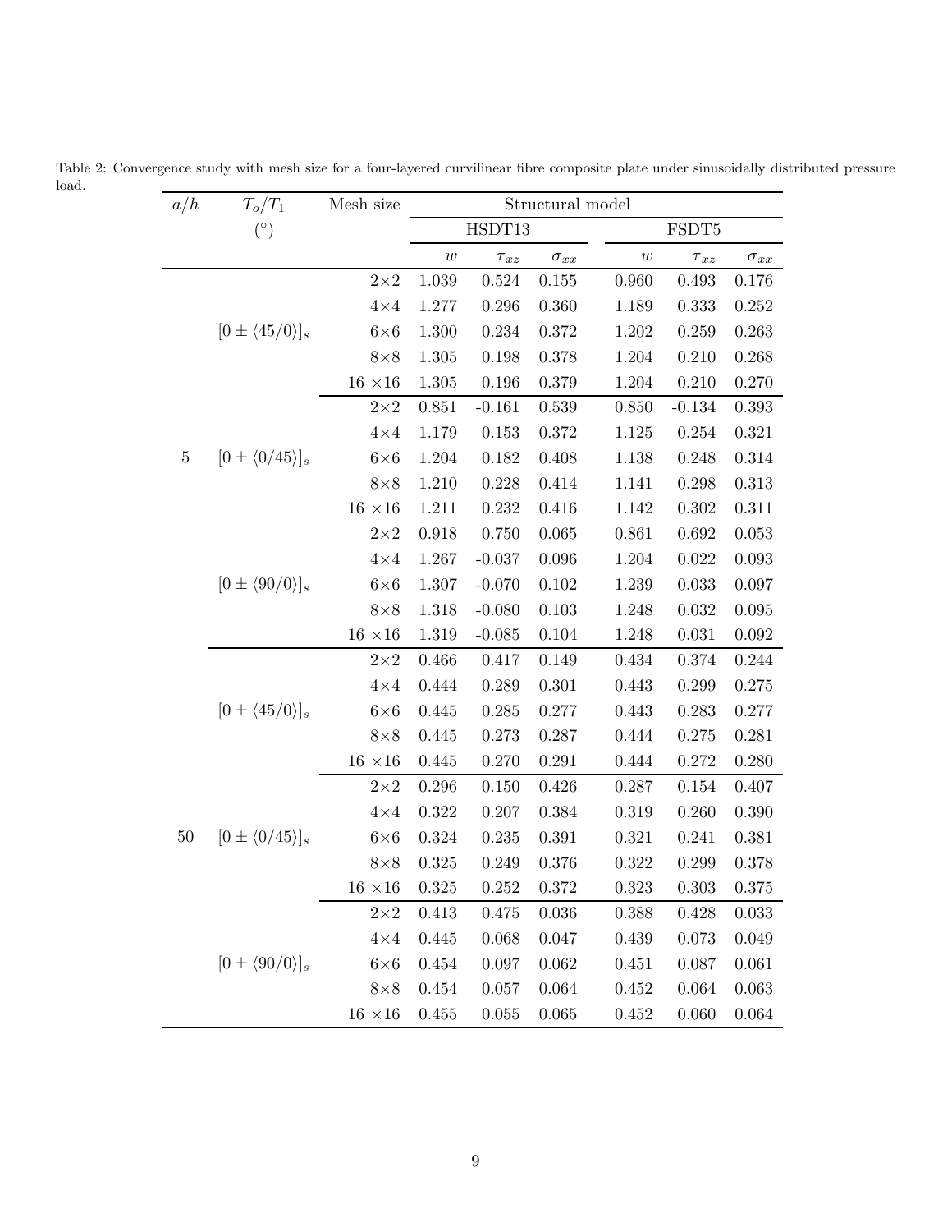Table 2: Convergence study with mesh size for a four-layered curvilinear fibre composite plate under sinusoidally distributed pressure load.

| $a/h$ | $T_o/T_1$ ($^\circ$) | Mesh size | Structural model | | | | | |
|---|---|---|---|---|---|---|---|---|
| | | | HSDT13 | | | FSDT5 | | |
| | | | $\overline{w}$ | $\overline{\tau}_{xz}$ | $\overline{\sigma}_{xx}$ | $\overline{w}$ | $\overline{\tau}_{xz}$ | $\overline{\sigma}_{xx}$ |
| 5 | $[0 \pm \langle 45/0 \rangle]_s$ | 2×2 | 1.039 | 0.524 | 0.155 | 0.960 | 0.493 | 0.176 |
| | | 4×4 | 1.277 | 0.296 | 0.360 | 1.189 | 0.333 | 0.252 |
| | | 6×6 | 1.300 | 0.234 | 0.372 | 1.202 | 0.259 | 0.263 |
| | | 8×8 | 1.305 | 0.198 | 0.378 | 1.204 | 0.210 | 0.268 |
| | | 16 ×16 | 1.305 | 0.196 | 0.379 | 1.204 | 0.210 | 0.270 |
| | $[0 \pm \langle 0/45 \rangle]_s$ | 2×2 | 0.851 | -0.161 | 0.539 | 0.850 | -0.134 | 0.393 |
| | | 4×4 | 1.179 | 0.153 | 0.372 | 1.125 | 0.254 | 0.321 |
| | | 6×6 | 1.204 | 0.182 | 0.408 | 1.138 | 0.248 | 0.314 |
| | | 8×8 | 1.210 | 0.228 | 0.414 | 1.141 | 0.298 | 0.313 |
| | | 16 ×16 | 1.211 | 0.232 | 0.416 | 1.142 | 0.302 | 0.311 |
| | $[0 \pm \langle 90/0 \rangle]_s$ | 2×2 | 0.918 | 0.750 | 0.065 | 0.861 | 0.692 | 0.053 |
| | | 4×4 | 1.267 | -0.037 | 0.096 | 1.204 | 0.022 | 0.093 |
| | | 6×6 | 1.307 | -0.070 | 0.102 | 1.239 | 0.033 | 0.097 |
| | | 8×8 | 1.318 | -0.080 | 0.103 | 1.248 | 0.032 | 0.095 |
| | | 16 ×16 | 1.319 | -0.085 | 0.104 | 1.248 | 0.031 | 0.092 |
| 50 | $[0 \pm \langle 45/0 \rangle]_s$ | 2×2 | 0.466 | 0.417 | 0.149 | 0.434 | 0.374 | 0.244 |
| | | 4×4 | 0.444 | 0.289 | 0.301 | 0.443 | 0.299 | 0.275 |
| | | 6×6 | 0.445 | 0.285 | 0.277 | 0.443 | 0.283 | 0.277 |
| | | 8×8 | 0.445 | 0.273 | 0.287 | 0.444 | 0.275 | 0.281 |
| | | 16 ×16 | 0.445 | 0.270 | 0.291 | 0.444 | 0.272 | 0.280 |
| | $[0 \pm \langle 0/45 \rangle]_s$ | 2×2 | 0.296 | 0.150 | 0.426 | 0.287 | 0.154 | 0.407 |
| | | 4×4 | 0.322 | 0.207 | 0.384 | 0.319 | 0.260 | 0.390 |
| | | 6×6 | 0.324 | 0.235 | 0.391 | 0.321 | 0.241 | 0.381 |
| | | 8×8 | 0.325 | 0.249 | 0.376 | 0.322 | 0.299 | 0.378 |
| | | 16 ×16 | 0.325 | 0.252 | 0.372 | 0.323 | 0.303 | 0.375 |
| | $[0 \pm \langle 90/0 \rangle]_s$ | 2×2 | 0.413 | 0.475 | 0.036 | 0.388 | 0.428 | 0.033 |
| | | 4×4 | 0.445 | 0.068 | 0.047 | 0.439 | 0.073 | 0.049 |
| | | 6×6 | 0.454 | 0.097 | 0.062 | 0.451 | 0.087 | 0.061 |
| | | 8×8 | 0.454 | 0.057 | 0.064 | 0.452 | 0.064 | 0.063 |
| | | 16 ×16 | 0.455 | 0.055 | 0.065 | 0.452 | 0.060 | 0.064 |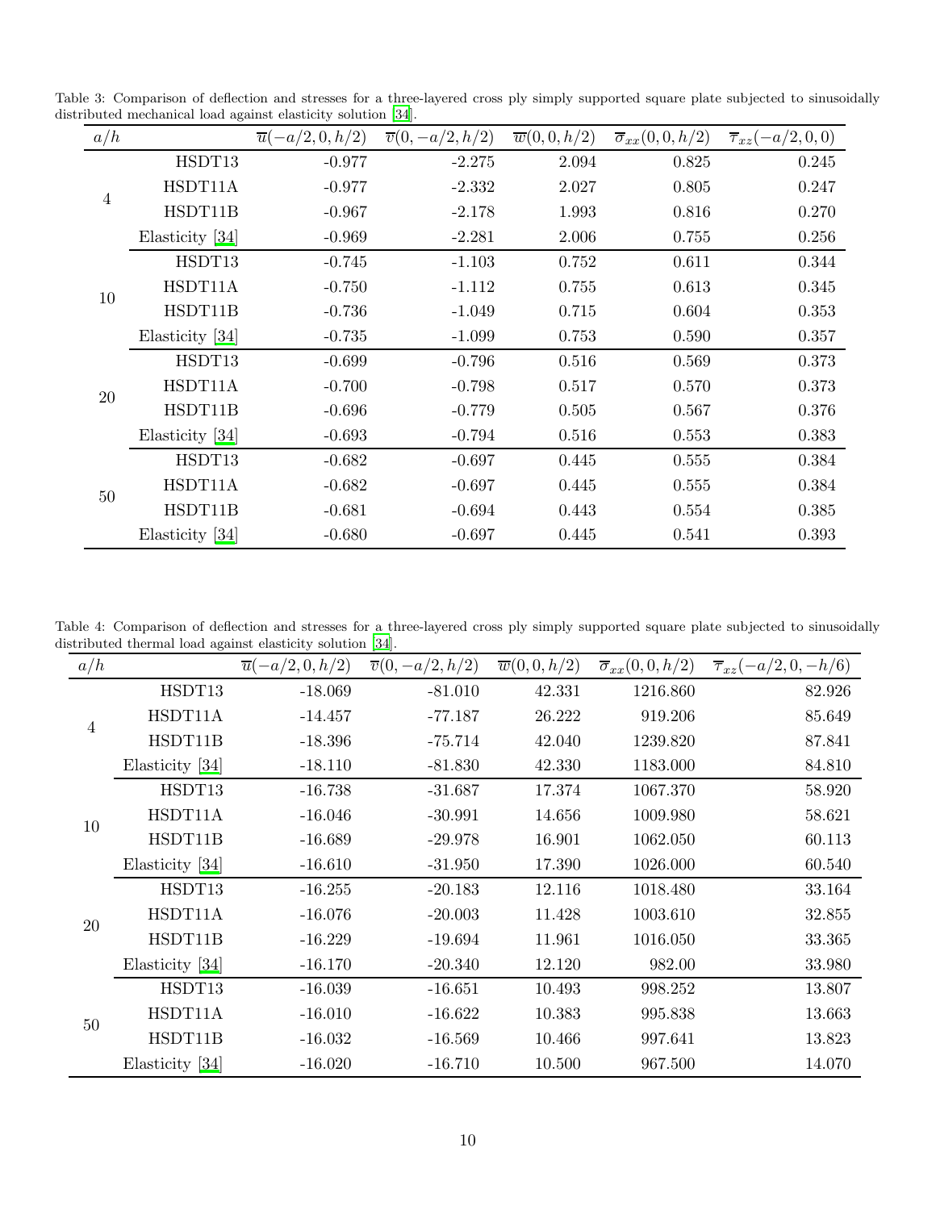Table 3: Comparison of deflection and stresses for a three-layered cross ply simply supported square plate subjected to sinusoidally distributed mechanical load against elasticity solution [34].

| $a/h$ | | $\overline{u}(-a/2,0,h/2)$ | $\overline{v}(0,-a/2,h/2)$ | $\overline{w}(0,0,h/2)$ | $\overline{\sigma}_{xx}(0,0,h/2)$ | $\overline{\tau}_{xz}(-a/2,0,0)$ |
|---|---|---|---|---|---|---|
| 4 | HSDT13 | -0.977 | -2.275 | 2.094 | 0.825 | 0.245 |
| | HSDT11A | -0.977 | -2.332 | 2.027 | 0.805 | 0.247 |
| | HSDT11B | -0.967 | -2.178 | 1.993 | 0.816 | 0.270 |
| | Elasticity [34] | -0.969 | -2.281 | 2.006 | 0.755 | 0.256 |
| 10 | HSDT13 | -0.745 | -1.103 | 0.752 | 0.611 | 0.344 |
| | HSDT11A | -0.750 | -1.112 | 0.755 | 0.613 | 0.345 |
| | HSDT11B | -0.736 | -1.049 | 0.715 | 0.604 | 0.353 |
| | Elasticity [34] | -0.735 | -1.099 | 0.753 | 0.590 | 0.357 |
| 20 | HSDT13 | -0.699 | -0.796 | 0.516 | 0.569 | 0.373 |
| | HSDT11A | -0.700 | -0.798 | 0.517 | 0.570 | 0.373 |
| | HSDT11B | -0.696 | -0.779 | 0.505 | 0.567 | 0.376 |
| | Elasticity [34] | -0.693 | -0.794 | 0.516 | 0.553 | 0.383 |
| 50 | HSDT13 | -0.682 | -0.697 | 0.445 | 0.555 | 0.384 |
| | HSDT11A | -0.682 | -0.697 | 0.445 | 0.555 | 0.384 |
| | HSDT11B | -0.681 | -0.694 | 0.443 | 0.554 | 0.385 |
| | Elasticity [34] | -0.680 | -0.697 | 0.445 | 0.541 | 0.393 |

Table 4: Comparison of deflection and stresses for a three-layered cross ply simply supported square plate subjected to sinusoidally distributed thermal load against elasticity solution [34].

| $a/h$ | | $\overline{u}(-a/2,0,h/2)$ | $\overline{v}(0,-a/2,h/2)$ | $\overline{w}(0,0,h/2)$ | $\overline{\sigma}_{xx}(0,0,h/2)$ | $\overline{\tau}_{xz}(-a/2,0,-h/6)$ |
|---|---|---|---|---|---|---|
| 4 | HSDT13 | -18.069 | -81.010 | 42.331 | 1216.860 | 82.926 |
| | HSDT11A | -14.457 | -77.187 | 26.222 | 919.206 | 85.649 |
| | HSDT11B | -18.396 | -75.714 | 42.040 | 1239.820 | 87.841 |
| | Elasticity [34] | -18.110 | -81.830 | 42.330 | 1183.000 | 84.810 |
| 10 | HSDT13 | -16.738 | -31.687 | 17.374 | 1067.370 | 58.920 |
| | HSDT11A | -16.046 | -30.991 | 14.656 | 1009.980 | 58.621 |
| | HSDT11B | -16.689 | -29.978 | 16.901 | 1062.050 | 60.113 |
| | Elasticity [34] | -16.610 | -31.950 | 17.390 | 1026.000 | 60.540 |
| 20 | HSDT13 | -16.255 | -20.183 | 12.116 | 1018.480 | 33.164 |
| | HSDT11A | -16.076 | -20.003 | 11.428 | 1003.610 | 32.855 |
| | HSDT11B | -16.229 | -19.694 | 11.961 | 1016.050 | 33.365 |
| | Elasticity [34] | -16.170 | -20.340 | 12.120 | 982.00 | 33.980 |
| 50 | HSDT13 | -16.039 | -16.651 | 10.493 | 998.252 | 13.807 |
| | HSDT11A | -16.010 | -16.622 | 10.383 | 995.838 | 13.663 |
| | HSDT11B | -16.032 | -16.569 | 10.466 | 997.641 | 13.823 |
| | Elasticity [34] | -16.020 | -16.710 | 10.500 | 967.500 | 14.070 |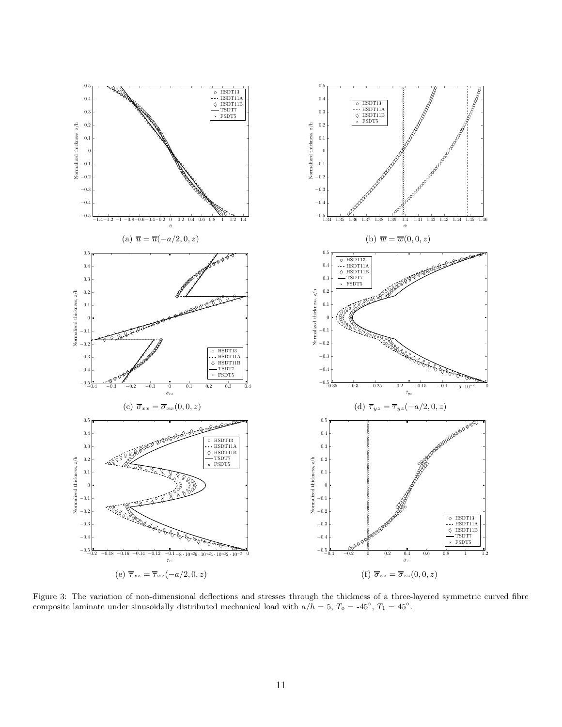(a) $\overline{u} = \overline{u}(-a/2, 0, z)$

(b) $\overline{w} = \overline{w}(0, 0, z)$

(c) $\overline{\sigma}_{xx} = \overline{\sigma}_{xx}(0, 0, z)$

(d) $\overline{\tau}_{yz} = \overline{\tau}_{yz}(-a/2, 0, z)$

(e) $\overline{\tau}_{xz} = \overline{\tau}_{xz}(-a/2, 0, z)$

(f) $\overline{\sigma}_{zz} = \overline{\sigma}_{zz}(0, 0, z)$

Figure 3: The variation of non-dimensional deflections and stresses through the thickness of a three-layered symmetric curved fibre composite laminate under sinusoidally distributed mechanical load with $a/h = 5$, $T_o$ = -45°, $T_1$ = 45°.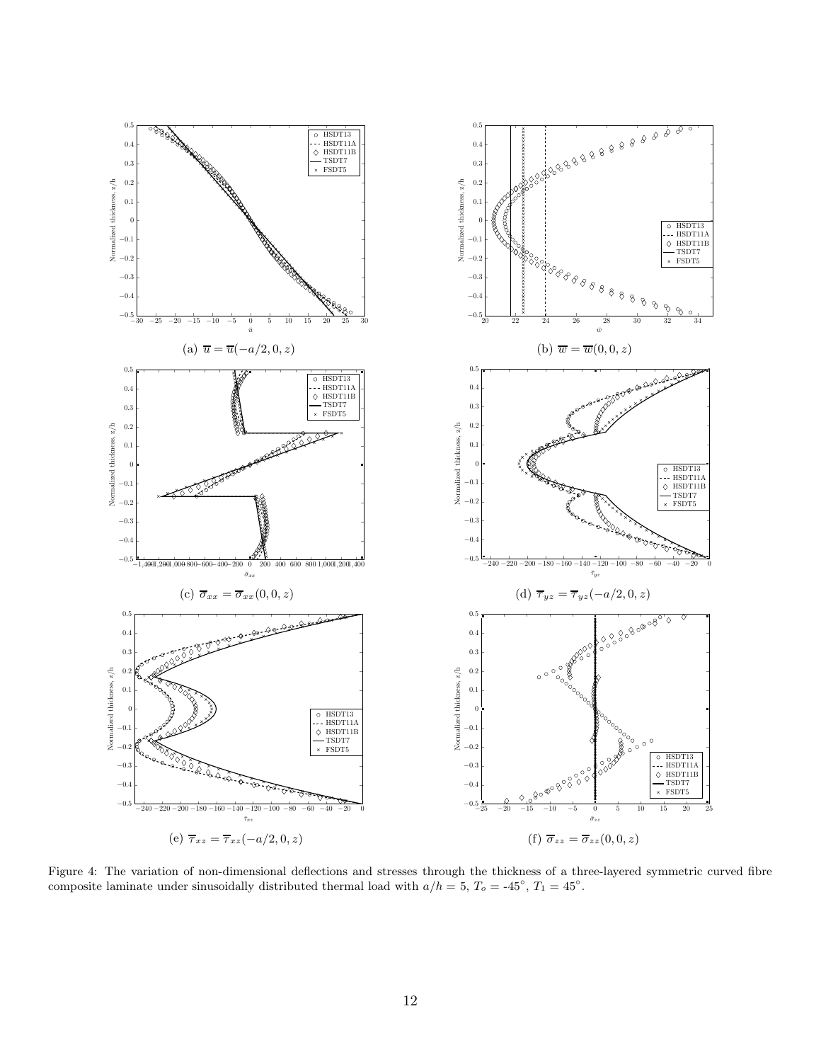(a) $\overline{u} = \overline{u}(-a/2, 0, z)$

(b) $\overline{w} = \overline{w}(0, 0, z)$

(c) $\overline{\sigma}_{xx} = \overline{\sigma}_{xx}(0, 0, z)$

(d) $\overline{\tau}_{yz} = \overline{\tau}_{yz}(-a/2, 0, z)$

(e) $\overline{\tau}_{xz} = \overline{\tau}_{xz}(-a/2, 0, z)$

(f) $\overline{\sigma}_{zz} = \overline{\sigma}_{zz}(0, 0, z)$

Figure 4: The variation of non-dimensional deflections and stresses through the thickness of a three-layered symmetric curved fibre composite laminate under sinusoidally distributed thermal load with $a/h = 5$, $T_o$ = -45°, $T_1$ = 45°.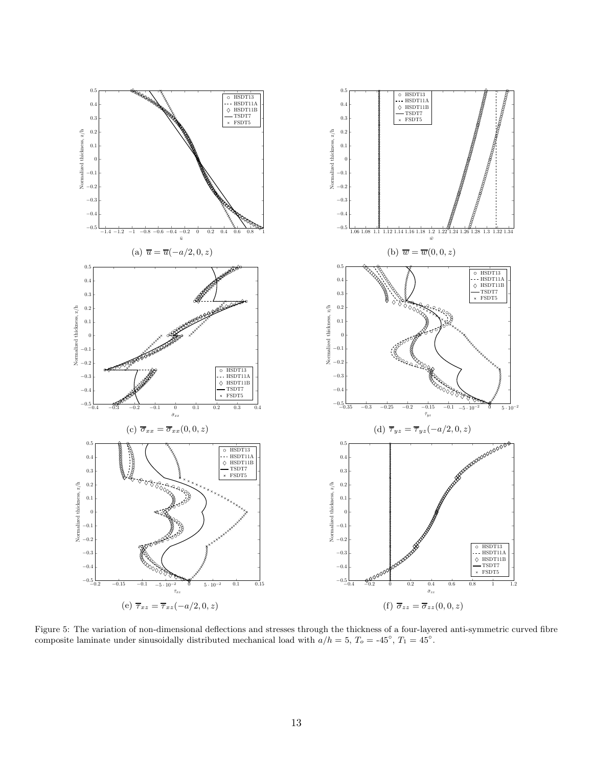(a) $\overline{u} = \overline{u}(-a/2, 0, z)$

(b) $\overline{w} = \overline{w}(0, 0, z)$

(c) $\overline{\sigma}_{xx} = \overline{\sigma}_{xx}(0, 0, z)$

(d) $\overline{\tau}_{yz} = \overline{\tau}_{yz}(-a/2, 0, z)$

(e) $\overline{\tau}_{xz} = \overline{\tau}_{xz}(-a/2, 0, z)$

(f) $\overline{\sigma}_{zz} = \overline{\sigma}_{zz}(0, 0, z)$

Figure 5: The variation of non-dimensional deflections and stresses through the thickness of a four-layered anti-symmetric curved fibre composite laminate under sinusoidally distributed mechanical load with $a/h = 5$, $T_o$ = -45°, $T_1$ = 45°.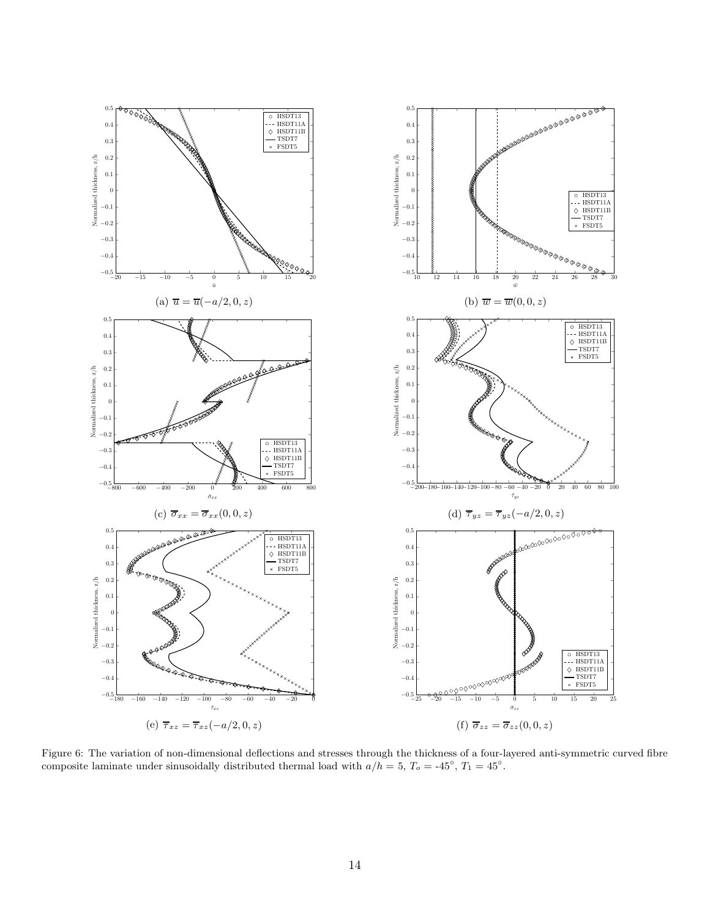(a) $\overline{u} = \overline{u}(-a/2, 0, z)$

(b) $\overline{w} = \overline{w}(0, 0, z)$

(c) $\overline{\sigma}_{xx} = \overline{\sigma}_{xx}(0, 0, z)$

(d) $\overline{\tau}_{yz} = \overline{\tau}_{yz}(-a/2, 0, z)$

(e) $\overline{\tau}_{xz} = \overline{\tau}_{xz}(-a/2, 0, z)$

(f) $\overline{\sigma}_{zz} = \overline{\sigma}_{zz}(0, 0, z)$

Figure 6: The variation of non-dimensional deflections and stresses through the thickness of a four-layered anti-symmetric curved fibre composite laminate under sinusoidally distributed thermal load with $a/h = 5$, $T_o$ = -45°, $T_1$ = 45°.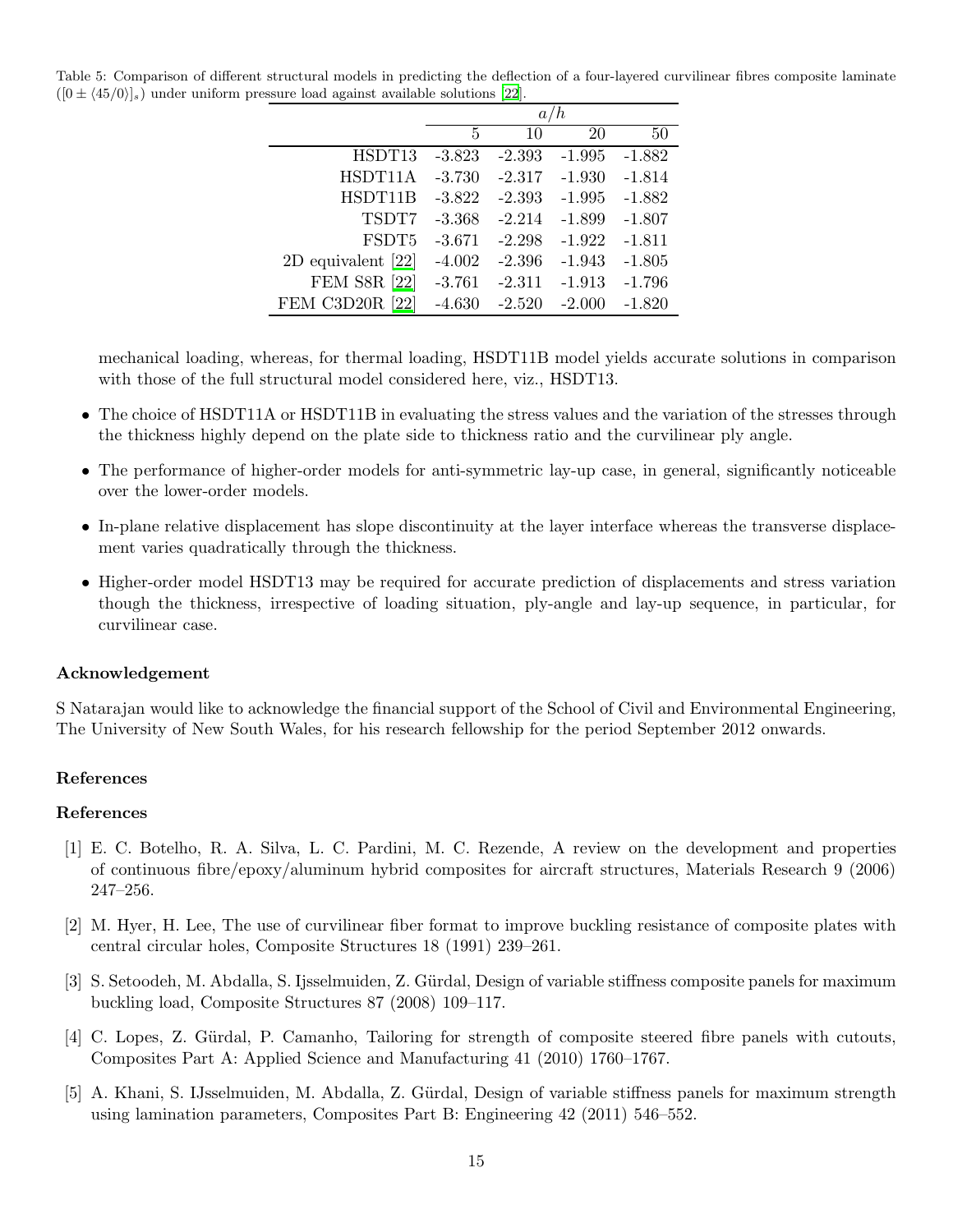Table 5: Comparison of different structural models in predicting the deflection of a four-layered curvilinear fibres composite laminate ($[0 \pm \langle 45/0 \rangle]_s$) under uniform pressure load against available solutions [22].

| | $a/h$ | | | |
|---|---|---|---|---|
| | 5 | 10 | 20 | 50 |
| HSDT13 | -3.823 | -2.393 | -1.995 | -1.882 |
| HSDT11A | -3.730 | -2.317 | -1.930 | -1.814 |
| HSDT11B | -3.822 | -2.393 | -1.995 | -1.882 |
| TSDT7 | -3.368 | -2.214 | -1.899 | -1.807 |
| FSDT5 | -3.671 | -2.298 | -1.922 | -1.811 |
| 2D equivalent [22] | -4.002 | -2.396 | -1.943 | -1.805 |
| FEM S8R [22] | -3.761 | -2.311 | -1.913 | -1.796 |
| FEM C3D20R [22] | -4.630 | -2.520 | -2.000 | -1.820 |

mechanical loading, whereas, for thermal loading, HSDT11B model yields accurate solutions in comparison with those of the full structural model considered here, viz., HSDT13.

- The choice of HSDT11A or HSDT11B in evaluating the stress values and the variation of the stresses through the thickness highly depend on the plate side to thickness ratio and the curvilinear ply angle.
- The performance of higher-order models for anti-symmetric lay-up case, in general, significantly noticeable over the lower-order models.
- In-plane relative displacement has slope discontinuity at the layer interface whereas the transverse displacement varies quadratically through the thickness.
- Higher-order model HSDT13 may be required for accurate prediction of displacements and stress variation though the thickness, irrespective of loading situation, ply-angle and lay-up sequence, in particular, for curvilinear case.

## Acknowledgement

S Natarajan would like to acknowledge the financial support of the School of Civil and Environmental Engineering, The University of New South Wales, for his research fellowship for the period September 2012 onwards.

## References

## References

[1] E. C. Botelho, R. A. Silva, L. C. Pardini, M. C. Rezende, A review on the development and properties of continuous fibre/epoxy/aluminum hybrid composites for aircraft structures, Materials Research 9 (2006) 247–256.

[2] M. Hyer, H. Lee, The use of curvilinear fiber format to improve buckling resistance of composite plates with central circular holes, Composite Structures 18 (1991) 239–261.

[3] S. Setoodeh, M. Abdalla, S. Ijsselmuiden, Z. Gürdal, Design of variable stiffness composite panels for maximum buckling load, Composite Structures 87 (2008) 109–117.

[4] C. Lopes, Z. Gürdal, P. Camanho, Tailoring for strength of composite steered fibre panels with cutouts, Composites Part A: Applied Science and Manufacturing 41 (2010) 1760–1767.

[5] A. Khani, S. IJsselmuiden, M. Abdalla, Z. Gürdal, Design of variable stiffness panels for maximum strength using lamination parameters, Composites Part B: Engineering 42 (2011) 546–552.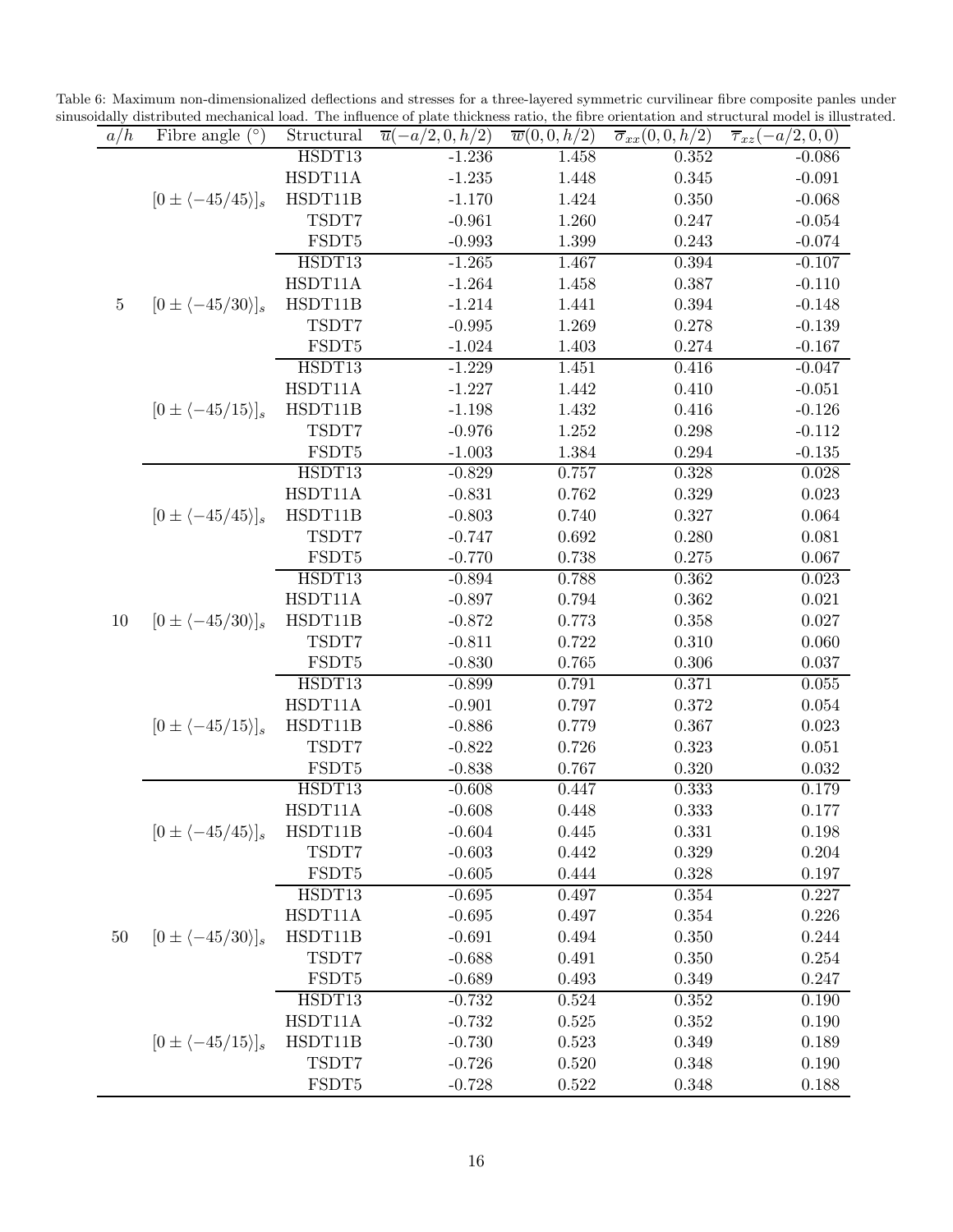Table 6: Maximum non-dimensionalized deflections and stresses for a three-layered symmetric curvilinear fibre composite panles under sinusoidally distributed mechanical load. The influence of plate thickness ratio, the fibre orientation and structural model is illustrated.

| $a/h$ | Fibre angle (°) | Structural | $\overline{u}(-a/2,0,h/2)$ | $\overline{w}(0,0,h/2)$ | $\overline{\sigma}_{xx}(0,0,h/2)$ | $\overline{\tau}_{xz}(-a/2,0,0)$ |
|---|---|---|---|---|---|---|
| 5 | $[0 \pm \langle -45/45 \rangle]_s$ | HSDT13 | -1.236 | 1.458 | 0.352 | -0.086 |
| | | HSDT11A | -1.235 | 1.448 | 0.345 | -0.091 |
| | | HSDT11B | -1.170 | 1.424 | 0.350 | -0.068 |
| | | TSDT7 | -0.961 | 1.260 | 0.247 | -0.054 |
| | | FSDT5 | -0.993 | 1.399 | 0.243 | -0.074 |
| | $[0 \pm \langle -45/30 \rangle]_s$ | HSDT13 | -1.265 | 1.467 | 0.394 | -0.107 |
| | | HSDT11A | -1.264 | 1.458 | 0.387 | -0.110 |
| | | HSDT11B | -1.214 | 1.441 | 0.394 | -0.148 |
| | | TSDT7 | -0.995 | 1.269 | 0.278 | -0.139 |
| | | FSDT5 | -1.024 | 1.403 | 0.274 | -0.167 |
| | $[0 \pm \langle -45/15 \rangle]_s$ | HSDT13 | -1.229 | 1.451 | 0.416 | -0.047 |
| | | HSDT11A | -1.227 | 1.442 | 0.410 | -0.051 |
| | | HSDT11B | -1.198 | 1.432 | 0.416 | -0.126 |
| | | TSDT7 | -0.976 | 1.252 | 0.298 | -0.112 |
| | | FSDT5 | -1.003 | 1.384 | 0.294 | -0.135 |
| 10 | $[0 \pm \langle -45/45 \rangle]_s$ | HSDT13 | -0.829 | 0.757 | 0.328 | 0.028 |
| | | HSDT11A | -0.831 | 0.762 | 0.329 | 0.023 |
| | | HSDT11B | -0.803 | 0.740 | 0.327 | 0.064 |
| | | TSDT7 | -0.747 | 0.692 | 0.280 | 0.081 |
| | | FSDT5 | -0.770 | 0.738 | 0.275 | 0.067 |
| | $[0 \pm \langle -45/30 \rangle]_s$ | HSDT13 | -0.894 | 0.788 | 0.362 | 0.023 |
| | | HSDT11A | -0.897 | 0.794 | 0.362 | 0.021 |
| | | HSDT11B | -0.872 | 0.773 | 0.358 | 0.027 |
| | | TSDT7 | -0.811 | 0.722 | 0.310 | 0.060 |
| | | FSDT5 | -0.830 | 0.765 | 0.306 | 0.037 |
| | $[0 \pm \langle -45/15 \rangle]_s$ | HSDT13 | -0.899 | 0.791 | 0.371 | 0.055 |
| | | HSDT11A | -0.901 | 0.797 | 0.372 | 0.054 |
| | | HSDT11B | -0.886 | 0.779 | 0.367 | 0.023 |
| | | TSDT7 | -0.822 | 0.726 | 0.323 | 0.051 |
| | | FSDT5 | -0.838 | 0.767 | 0.320 | 0.032 |
| 50 | $[0 \pm \langle -45/45 \rangle]_s$ | HSDT13 | -0.608 | 0.447 | 0.333 | 0.179 |
| | | HSDT11A | -0.608 | 0.448 | 0.333 | 0.177 |
| | | HSDT11B | -0.604 | 0.445 | 0.331 | 0.198 |
| | | TSDT7 | -0.603 | 0.442 | 0.329 | 0.204 |
| | | FSDT5 | -0.605 | 0.444 | 0.328 | 0.197 |
| | $[0 \pm \langle -45/30 \rangle]_s$ | HSDT13 | -0.695 | 0.497 | 0.354 | 0.227 |
| | | HSDT11A | -0.695 | 0.497 | 0.354 | 0.226 |
| | | HSDT11B | -0.691 | 0.494 | 0.350 | 0.244 |
| | | TSDT7 | -0.688 | 0.491 | 0.350 | 0.254 |
| | | FSDT5 | -0.689 | 0.493 | 0.349 | 0.247 |
| | $[0 \pm \langle -45/15 \rangle]_s$ | HSDT13 | -0.732 | 0.524 | 0.352 | 0.190 |
| | | HSDT11A | -0.732 | 0.525 | 0.352 | 0.190 |
| | | HSDT11B | -0.730 | 0.523 | 0.349 | 0.189 |
| | | TSDT7 | -0.726 | 0.520 | 0.348 | 0.190 |
| | | FSDT5 | -0.728 | 0.522 | 0.348 | 0.188 |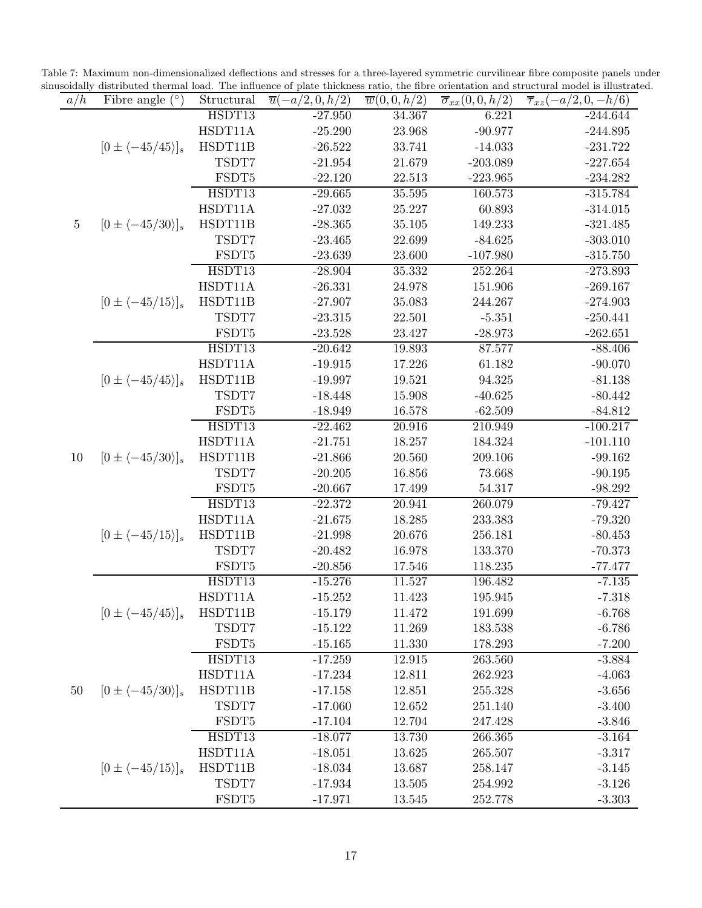Table 7: Maximum non-dimensionalized deflections and stresses for a three-layered symmetric curvilinear fibre composite panels under sinusoidally distributed thermal load. The influence of plate thickness ratio, the fibre orientation and structural model is illustrated.

| $a/h$ | Fibre angle (°) | Structural | $\overline{u}(-a/2,0,h/2)$ | $\overline{w}(0,0,h/2)$ | $\overline{\sigma}_{xx}(0,0,h/2)$ | $\overline{\tau}_{xz}(-a/2,0,-h/6)$ |
|---|---|---|---|---|---|---|
| 5 | $[0 \pm \langle -45/45 \rangle]_s$ | HSDT13 | -27.950 | 34.367 | 6.221 | -244.644 |
| | | HSDT11A | -25.290 | 23.968 | -90.977 | -244.895 |
| | | HSDT11B | -26.522 | 33.741 | -14.033 | -231.722 |
| | | TSDT7 | -21.954 | 21.679 | -203.089 | -227.654 |
| | | FSDT5 | -22.120 | 22.513 | -223.965 | -234.282 |
| | $[0 \pm \langle -45/30 \rangle]_s$ | HSDT13 | -29.665 | 35.595 | 160.573 | -315.784 |
| | | HSDT11A | -27.032 | 25.227 | 60.893 | -314.015 |
| | | HSDT11B | -28.365 | 35.105 | 149.233 | -321.485 |
| | | TSDT7 | -23.465 | 22.699 | -84.625 | -303.010 |
| | | FSDT5 | -23.639 | 23.600 | -107.980 | -315.750 |
| | $[0 \pm \langle -45/15 \rangle]_s$ | HSDT13 | -28.904 | 35.332 | 252.264 | -273.893 |
| | | HSDT11A | -26.331 | 24.978 | 151.906 | -269.167 |
| | | HSDT11B | -27.907 | 35.083 | 244.267 | -274.903 |
| | | TSDT7 | -23.315 | 22.501 | -5.351 | -250.441 |
| | | FSDT5 | -23.528 | 23.427 | -28.973 | -262.651 |
| 10 | $[0 \pm \langle -45/45 \rangle]_s$ | HSDT13 | -20.642 | 19.893 | 87.577 | -88.406 |
| | | HSDT11A | -19.915 | 17.226 | 61.182 | -90.070 |
| | | HSDT11B | -19.997 | 19.521 | 94.325 | -81.138 |
| | | TSDT7 | -18.448 | 15.908 | -40.625 | -80.442 |
| | | FSDT5 | -18.949 | 16.578 | -62.509 | -84.812 |
| | $[0 \pm \langle -45/30 \rangle]_s$ | HSDT13 | -22.462 | 20.916 | 210.949 | -100.217 |
| | | HSDT11A | -21.751 | 18.257 | 184.324 | -101.110 |
| | | HSDT11B | -21.866 | 20.560 | 209.106 | -99.162 |
| | | TSDT7 | -20.205 | 16.856 | 73.668 | -90.195 |
| | | FSDT5 | -20.667 | 17.499 | 54.317 | -98.292 |
| | $[0 \pm \langle -45/15 \rangle]_s$ | HSDT13 | -22.372 | 20.941 | 260.079 | -79.427 |
| | | HSDT11A | -21.675 | 18.285 | 233.383 | -79.320 |
| | | HSDT11B | -21.998 | 20.676 | 256.181 | -80.453 |
| | | TSDT7 | -20.482 | 16.978 | 133.370 | -70.373 |
| | | FSDT5 | -20.856 | 17.546 | 118.235 | -77.477 |
| 50 | $[0 \pm \langle -45/45 \rangle]_s$ | HSDT13 | -15.276 | 11.527 | 196.482 | -7.135 |
| | | HSDT11A | -15.252 | 11.423 | 195.945 | -7.318 |
| | | HSDT11B | -15.179 | 11.472 | 191.699 | -6.768 |
| | | TSDT7 | -15.122 | 11.269 | 183.538 | -6.786 |
| | | FSDT5 | -15.165 | 11.330 | 178.293 | -7.200 |
| | $[0 \pm \langle -45/30 \rangle]_s$ | HSDT13 | -17.259 | 12.915 | 263.560 | -3.884 |
| | | HSDT11A | -17.234 | 12.811 | 262.923 | -4.063 |
| | | HSDT11B | -17.158 | 12.851 | 255.328 | -3.656 |
| | | TSDT7 | -17.060 | 12.652 | 251.140 | -3.400 |
| | | FSDT5 | -17.104 | 12.704 | 247.428 | -3.846 |
| | $[0 \pm \langle -45/15 \rangle]_s$ | HSDT13 | -18.077 | 13.730 | 266.365 | -3.164 |
| | | HSDT11A | -18.051 | 13.625 | 265.507 | -3.317 |
| | | HSDT11B | -18.034 | 13.687 | 258.147 | -3.145 |
| | | TSDT7 | -17.934 | 13.505 | 254.992 | -3.126 |
| | | FSDT5 | -17.971 | 13.545 | 252.778 | -3.303 |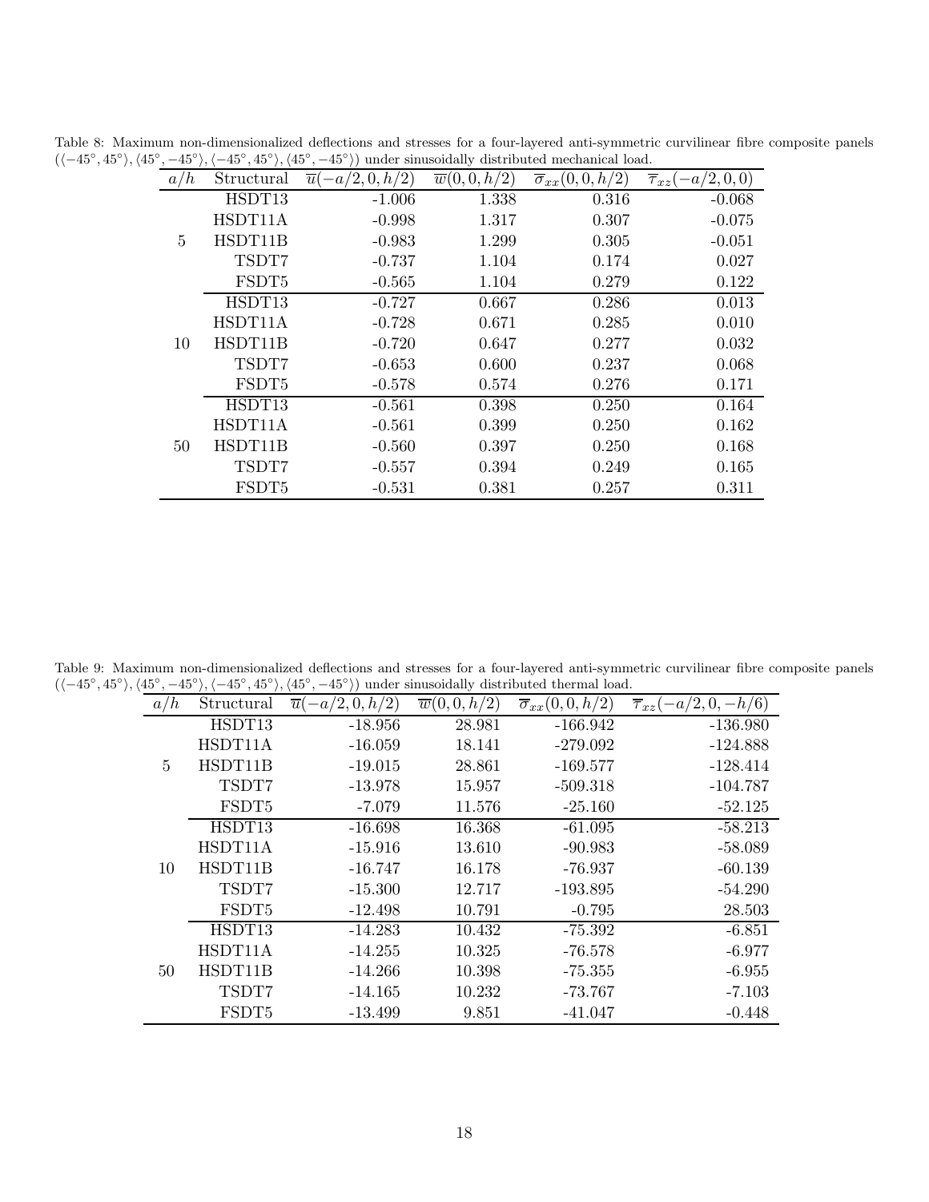Table 8: Maximum non-dimensionalized deflections and stresses for a four-layered anti-symmetric curvilinear fibre composite panels ($\langle -45^\circ, 45^\circ \rangle, \langle 45^\circ, -45^\circ \rangle, \langle -45^\circ, 45^\circ \rangle, \langle 45^\circ, -45^\circ \rangle$) under sinusoidally distributed mechanical load.

| $a/h$ | Structural | $\overline{u}(-a/2, 0, h/2)$ | $\overline{w}(0, 0, h/2)$ | $\overline{\sigma}_{xx}(0, 0, h/2)$ | $\overline{\tau}_{xz}(-a/2, 0, 0)$ |
|---|---|---|---|---|---|
| 5 | HSDT13 | -1.006 | 1.338 | 0.316 | -0.068 |
| | HSDT11A | -0.998 | 1.317 | 0.307 | -0.075 |
| | HSDT11B | -0.983 | 1.299 | 0.305 | -0.051 |
| | TSDT7 | -0.737 | 1.104 | 0.174 | 0.027 |
| | FSDT5 | -0.565 | 1.104 | 0.279 | 0.122 |
| 10 | HSDT13 | -0.727 | 0.667 | 0.286 | 0.013 |
| | HSDT11A | -0.728 | 0.671 | 0.285 | 0.010 |
| | HSDT11B | -0.720 | 0.647 | 0.277 | 0.032 |
| | TSDT7 | -0.653 | 0.600 | 0.237 | 0.068 |
| | FSDT5 | -0.578 | 0.574 | 0.276 | 0.171 |
| 50 | HSDT13 | -0.561 | 0.398 | 0.250 | 0.164 |
| | HSDT11A | -0.561 | 0.399 | 0.250 | 0.162 |
| | HSDT11B | -0.560 | 0.397 | 0.250 | 0.168 |
| | TSDT7 | -0.557 | 0.394 | 0.249 | 0.165 |
| | FSDT5 | -0.531 | 0.381 | 0.257 | 0.311 |

Table 9: Maximum non-dimensionalized deflections and stresses for a four-layered anti-symmetric curvilinear fibre composite panels ($\langle -45^\circ, 45^\circ \rangle, \langle 45^\circ, -45^\circ \rangle, \langle -45^\circ, 45^\circ \rangle, \langle 45^\circ, -45^\circ \rangle$) under sinusoidally distributed thermal load.

| $a/h$ | Structural | $\overline{u}(-a/2, 0, h/2)$ | $\overline{w}(0, 0, h/2)$ | $\overline{\sigma}_{xx}(0, 0, h/2)$ | $\overline{\tau}_{xz}(-a/2, 0, -h/6)$ |
|---|---|---|---|---|---|
| 5 | HSDT13 | -18.956 | 28.981 | -166.942 | -136.980 |
| | HSDT11A | -16.059 | 18.141 | -279.092 | -124.888 |
| | HSDT11B | -19.015 | 28.861 | -169.577 | -128.414 |
| | TSDT7 | -13.978 | 15.957 | -509.318 | -104.787 |
| | FSDT5 | -7.079 | 11.576 | -25.160 | -52.125 |
| 10 | HSDT13 | -16.698 | 16.368 | -61.095 | -58.213 |
| | HSDT11A | -15.916 | 13.610 | -90.983 | -58.089 |
| | HSDT11B | -16.747 | 16.178 | -76.937 | -60.139 |
| | TSDT7 | -15.300 | 12.717 | -193.895 | -54.290 |
| | FSDT5 | -12.498 | 10.791 | -0.795 | 28.503 |
| 50 | HSDT13 | -14.283 | 10.432 | -75.392 | -6.851 |
| | HSDT11A | -14.255 | 10.325 | -76.578 | -6.977 |
| | HSDT11B | -14.266 | 10.398 | -75.355 | -6.955 |
| | TSDT7 | -14.165 | 10.232 | -73.767 | -7.103 |
| | FSDT5 | -13.499 | 9.851 | -41.047 | -0.448 |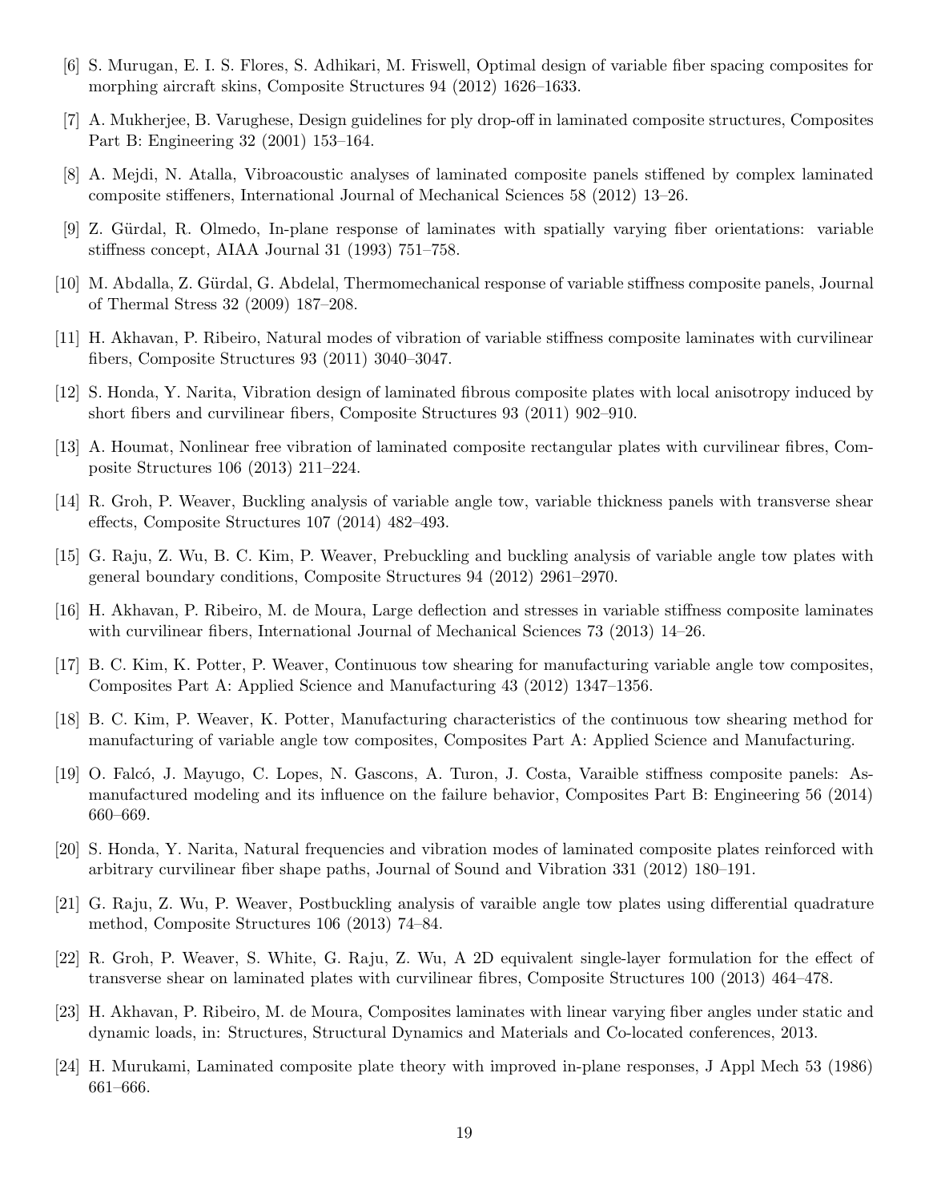[6] S. Murugan, E. I. S. Flores, S. Adhikari, M. Friswell, Optimal design of variable fiber spacing composites for morphing aircraft skins, Composite Structures 94 (2012) 1626–1633.

[7] A. Mukherjee, B. Varughese, Design guidelines for ply drop-off in laminated composite structures, Composites Part B: Engineering 32 (2001) 153–164.

[8] A. Mejdi, N. Atalla, Vibroacoustic analyses of laminated composite panels stiffened by complex laminated composite stiffeners, International Journal of Mechanical Sciences 58 (2012) 13–26.

[9] Z. Gürdal, R. Olmedo, In-plane response of laminates with spatially varying fiber orientations: variable stiffness concept, AIAA Journal 31 (1993) 751–758.

[10] M. Abdalla, Z. Gürdal, G. Abdelal, Thermomechanical response of variable stiffness composite panels, Journal of Thermal Stress 32 (2009) 187–208.

[11] H. Akhavan, P. Ribeiro, Natural modes of vibration of variable stiffness composite laminates with curvilinear fibers, Composite Structures 93 (2011) 3040–3047.

[12] S. Honda, Y. Narita, Vibration design of laminated fibrous composite plates with local anisotropy induced by short fibers and curvilinear fibers, Composite Structures 93 (2011) 902–910.

[13] A. Houmat, Nonlinear free vibration of laminated composite rectangular plates with curvilinear fibres, Composite Structures 106 (2013) 211–224.

[14] R. Groh, P. Weaver, Buckling analysis of variable angle tow, variable thickness panels with transverse shear effects, Composite Structures 107 (2014) 482–493.

[15] G. Raju, Z. Wu, B. C. Kim, P. Weaver, Prebuckling and buckling analysis of variable angle tow plates with general boundary conditions, Composite Structures 94 (2012) 2961–2970.

[16] H. Akhavan, P. Ribeiro, M. de Moura, Large deflection and stresses in variable stiffness composite laminates with curvilinear fibers, International Journal of Mechanical Sciences 73 (2013) 14–26.

[17] B. C. Kim, K. Potter, P. Weaver, Continuous tow shearing for manufacturing variable angle tow composites, Composites Part A: Applied Science and Manufacturing 43 (2012) 1347–1356.

[18] B. C. Kim, P. Weaver, K. Potter, Manufacturing characteristics of the continuous tow shearing method for manufacturing of variable angle tow composites, Composites Part A: Applied Science and Manufacturing.

[19] O. Falcó, J. Mayugo, C. Lopes, N. Gascons, A. Turon, J. Costa, Varaible stiffness composite panels: As-manufactured modeling and its influence on the failure behavior, Composites Part B: Engineering 56 (2014) 660–669.

[20] S. Honda, Y. Narita, Natural frequencies and vibration modes of laminated composite plates reinforced with arbitrary curvilinear fiber shape paths, Journal of Sound and Vibration 331 (2012) 180–191.

[21] G. Raju, Z. Wu, P. Weaver, Postbuckling analysis of varaible angle tow plates using differential quadrature method, Composite Structures 106 (2013) 74–84.

[22] R. Groh, P. Weaver, S. White, G. Raju, Z. Wu, A 2D equivalent single-layer formulation for the effect of transverse shear on laminated plates with curvilinear fibres, Composite Structures 100 (2013) 464–478.

[23] H. Akhavan, P. Ribeiro, M. de Moura, Composites laminates with linear varying fiber angles under static and dynamic loads, in: Structures, Structural Dynamics and Materials and Co-located conferences, 2013.

[24] H. Murukami, Laminated composite plate theory with improved in-plane responses, J Appl Mech 53 (1986) 661–666.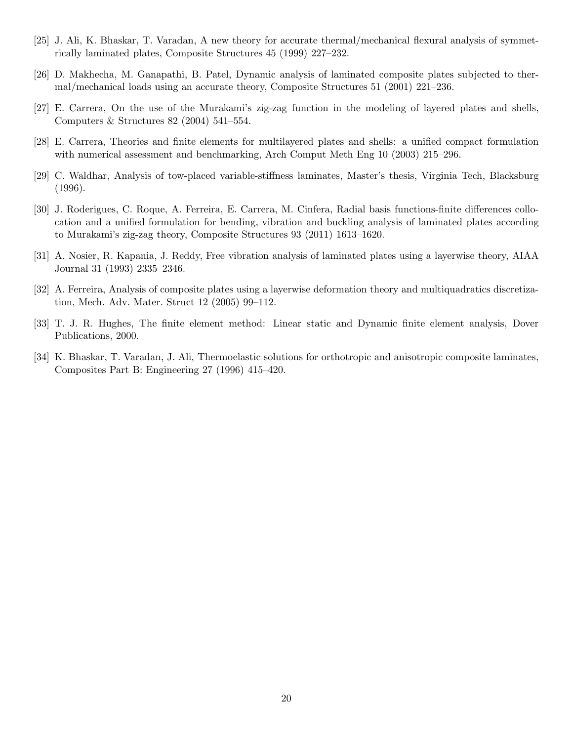[25] J. Ali, K. Bhaskar, T. Varadan, A new theory for accurate thermal/mechanical flexural analysis of symmetrically laminated plates, Composite Structures 45 (1999) 227–232.

[26] D. Makhecha, M. Ganapathi, B. Patel, Dynamic analysis of laminated composite plates subjected to thermal/mechanical loads using an accurate theory, Composite Structures 51 (2001) 221–236.

[27] E. Carrera, On the use of the Murakami's zig-zag function in the modeling of layered plates and shells, Computers & Structures 82 (2004) 541–554.

[28] E. Carrera, Theories and finite elements for multilayered plates and shells: a unified compact formulation with numerical assessment and benchmarking, Arch Comput Meth Eng 10 (2003) 215–296.

[29] C. Waldhar, Analysis of tow-placed variable-stiffness laminates, Master's thesis, Virginia Tech, Blacksburg (1996).

[30] J. Roderigues, C. Roque, A. Ferreira, E. Carrera, M. Cinfera, Radial basis functions-finite differences collocation and a unified formulation for bending, vibration and buckling analysis of laminated plates according to Murakami's zig-zag theory, Composite Structures 93 (2011) 1613–1620.

[31] A. Nosier, R. Kapania, J. Reddy, Free vibration analysis of laminated plates using a layerwise theory, AIAA Journal 31 (1993) 2335–2346.

[32] A. Ferreira, Analysis of composite plates using a layerwise deformation theory and multiquadratics discretization, Mech. Adv. Mater. Struct 12 (2005) 99–112.

[33] T. J. R. Hughes, The finite element method: Linear static and Dynamic finite element analysis, Dover Publications, 2000.

[34] K. Bhaskar, T. Varadan, J. Ali, Thermoelastic solutions for orthotropic and anisotropic composite laminates, Composites Part B: Engineering 27 (1996) 415–420.